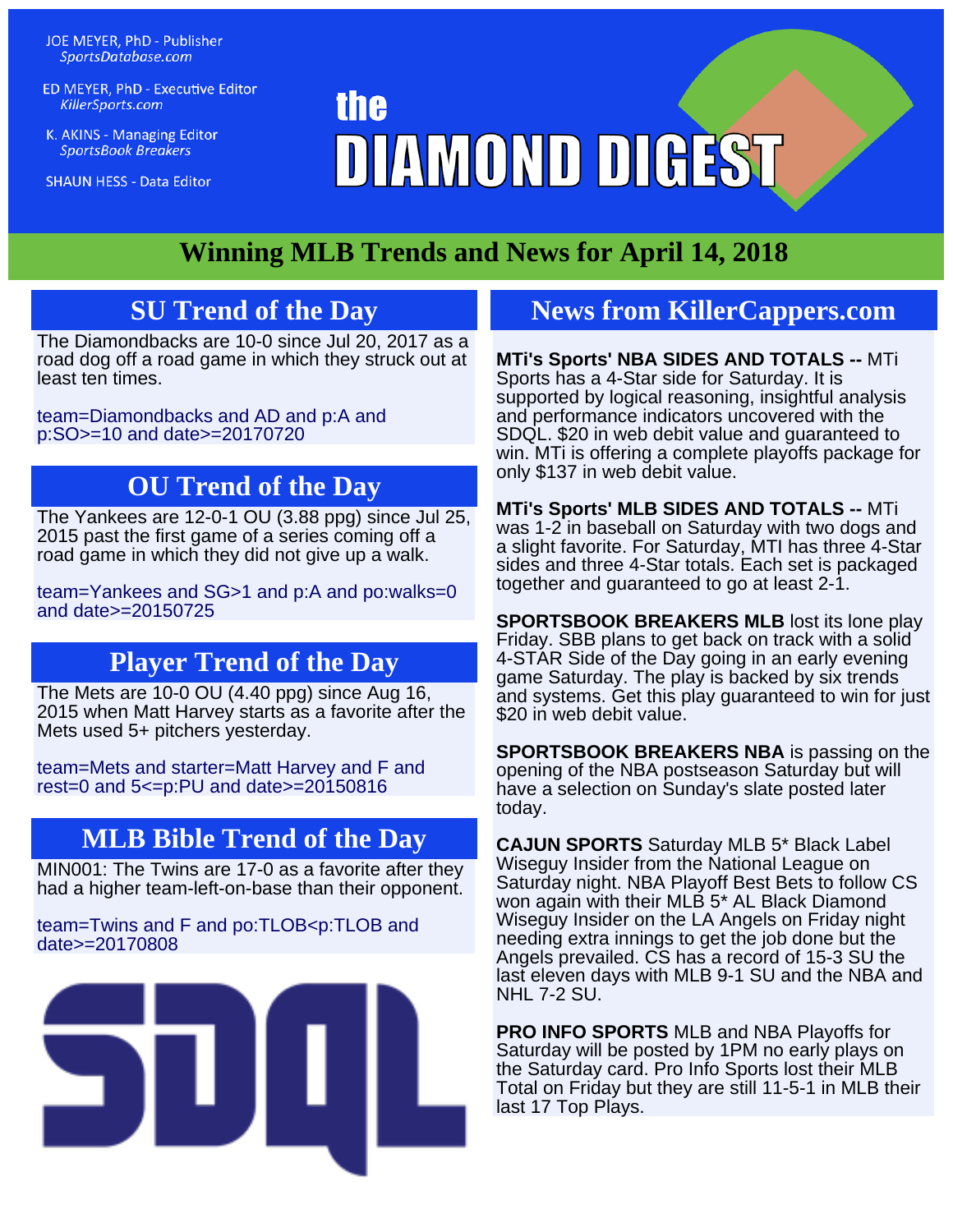JOE MEYER, PhD - Publisher
*SportsDatabase.com*

ED MEYER, PhD - Executive Editor
*KillerSports.com*

K. AKINS - Managing Editor
*SportsBook Breakers*

SHAUN HESS - Data Editor

# the DIAMOND DIGEST

## Winning MLB Trends and News for April 14, 2018

### SU Trend of the Day

The Diamondbacks are 10-0 since Jul 20, 2017 as a road dog off a road game in which they struck out at least ten times.

team=Diamondbacks and AD and p:A and p:SO>=10 and date>=20170720

### OU Trend of the Day

The Yankees are 12-0-1 OU (3.88 ppg) since Jul 25, 2015 past the first game of a series coming off a road game in which they did not give up a walk.

team=Yankees and SG>1 and p:A and po:walks=0 and date>=20150725

### Player Trend of the Day

The Mets are 10-0 OU (4.40 ppg) since Aug 16, 2015 when Matt Harvey starts as a favorite after the Mets used 5+ pitchers yesterday.

team=Mets and starter=Matt Harvey and F and rest=0 and 5<=p:PU and date>=20150816

### MLB Bible Trend of the Day

MIN001: The Twins are 17-0 as a favorite after they had a higher team-left-on-base than their opponent.

team=Twins and F and po:TLOB<p:TLOB and date>=20170808

SDQL

### News from KillerCappers.com

**MTi's Sports' NBA SIDES AND TOTALS --** MTi Sports has a 4-Star side for Saturday. It is supported by logical reasoning, insightful analysis and performance indicators uncovered with the SDQL. $20 in web debit value and guaranteed to win. MTi is offering a complete playoffs package for only $137 in web debit value.

**MTi's Sports' MLB SIDES AND TOTALS --** MTi was 1-2 in baseball on Saturday with two dogs and a slight favorite. For Saturday, MTI has three 4-Star sides and three 4-Star totals. Each set is packaged together and guaranteed to go at least 2-1.

**SPORTSBOOK BREAKERS MLB** lost its lone play Friday. SBB plans to get back on track with a solid 4-STAR Side of the Day going in an early evening game Saturday. The play is backed by six trends and systems. Get this play guaranteed to win for just $20 in web debit value.

**SPORTSBOOK BREAKERS NBA** is passing on the opening of the NBA postseason Saturday but will have a selection on Sunday's slate posted later today.

**CAJUN SPORTS** Saturday MLB 5* Black Label Wiseguy Insider from the National League on Saturday night. NBA Playoff Best Bets to follow CS won again with their MLB 5* AL Black Diamond Wiseguy Insider on the LA Angels on Friday night needing extra innings to get the job done but the Angels prevailed. CS has a record of 15-3 SU the last eleven days with MLB 9-1 SU and the NBA and NHL 7-2 SU.

**PRO INFO SPORTS** MLB and NBA Playoffs for Saturday will be posted by 1PM no early plays on the Saturday card. Pro Info Sports lost their MLB Total on Friday but they are still 11-5-1 in MLB their last 17 Top Plays.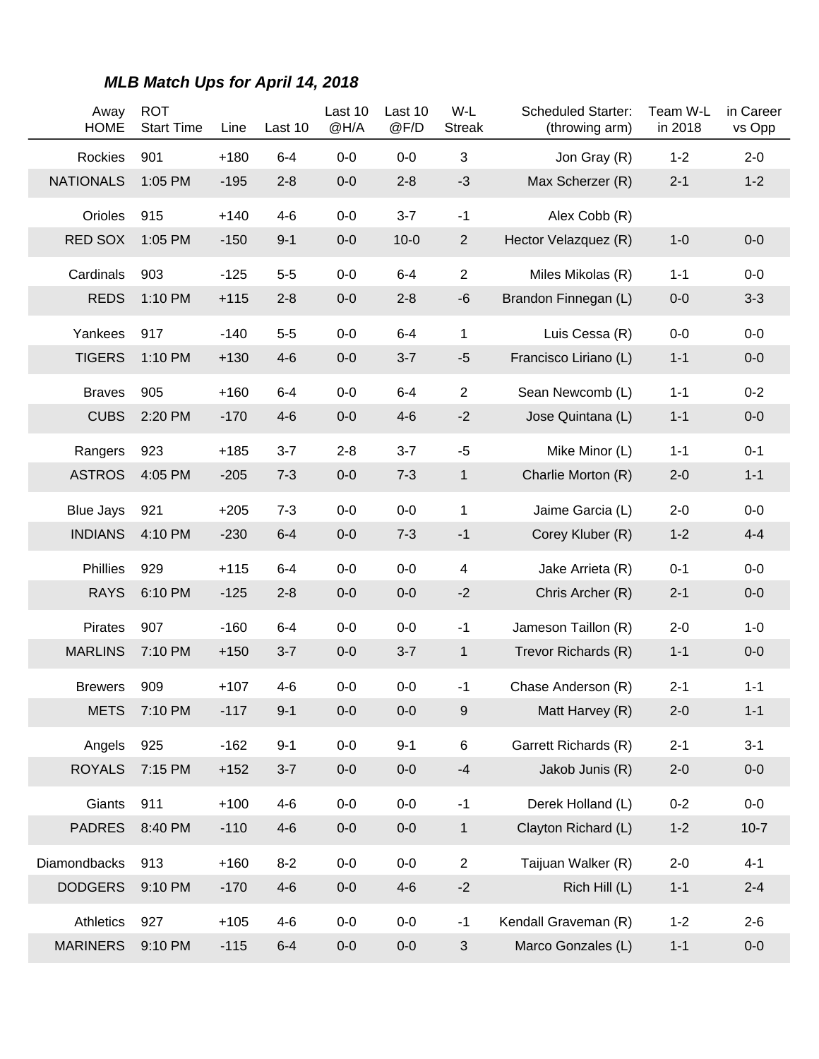### *MLB Match Ups for April 14, 2018*

| Away<br>HOME | ROT<br>Start Time | Line | Last 10 | Last 10<br>@H/A | Last 10<br>@F/D | W-L<br>Streak | Scheduled Starter:<br>(throwing arm) | Team W-L<br>in 2018 | in Career<br>vs Opp |
|---|---|---|---|---|---|---|---|---|---|
| Rockies | 901 | +180 | 6-4 | 0-0 | 0-0 | 3 | Jon Gray (R) | 1-2 | 2-0 |
| NATIONALS | 1:05 PM | -195 | 2-8 | 0-0 | 2-8 | -3 | Max Scherzer (R) | 2-1 | 1-2 |
| Orioles | 915 | +140 | 4-6 | 0-0 | 3-7 | -1 | Alex Cobb (R) | | |
| RED SOX | 1:05 PM | -150 | 9-1 | 0-0 | 10-0 | 2 | Hector Velazquez (R) | 1-0 | 0-0 |
| Cardinals | 903 | -125 | 5-5 | 0-0 | 6-4 | 2 | Miles Mikolas (R) | 1-1 | 0-0 |
| REDS | 1:10 PM | +115 | 2-8 | 0-0 | 2-8 | -6 | Brandon Finnegan (L) | 0-0 | 3-3 |
| Yankees | 917 | -140 | 5-5 | 0-0 | 6-4 | 1 | Luis Cessa (R) | 0-0 | 0-0 |
| TIGERS | 1:10 PM | +130 | 4-6 | 0-0 | 3-7 | -5 | Francisco Liriano (L) | 1-1 | 0-0 |
| Braves | 905 | +160 | 6-4 | 0-0 | 6-4 | 2 | Sean Newcomb (L) | 1-1 | 0-2 |
| CUBS | 2:20 PM | -170 | 4-6 | 0-0 | 4-6 | -2 | Jose Quintana (L) | 1-1 | 0-0 |
| Rangers | 923 | +185 | 3-7 | 2-8 | 3-7 | -5 | Mike Minor (L) | 1-1 | 0-1 |
| ASTROS | 4:05 PM | -205 | 7-3 | 0-0 | 7-3 | 1 | Charlie Morton (R) | 2-0 | 1-1 |
| Blue Jays | 921 | +205 | 7-3 | 0-0 | 0-0 | 1 | Jaime Garcia (L) | 2-0 | 0-0 |
| INDIANS | 4:10 PM | -230 | 6-4 | 0-0 | 7-3 | -1 | Corey Kluber (R) | 1-2 | 4-4 |
| Phillies | 929 | +115 | 6-4 | 0-0 | 0-0 | 4 | Jake Arrieta (R) | 0-1 | 0-0 |
| RAYS | 6:10 PM | -125 | 2-8 | 0-0 | 0-0 | -2 | Chris Archer (R) | 2-1 | 0-0 |
| Pirates | 907 | -160 | 6-4 | 0-0 | 0-0 | -1 | Jameson Taillon (R) | 2-0 | 1-0 |
| MARLINS | 7:10 PM | +150 | 3-7 | 0-0 | 3-7 | 1 | Trevor Richards (R) | 1-1 | 0-0 |
| Brewers | 909 | +107 | 4-6 | 0-0 | 0-0 | -1 | Chase Anderson (R) | 2-1 | 1-1 |
| METS | 7:10 PM | -117 | 9-1 | 0-0 | 0-0 | 9 | Matt Harvey (R) | 2-0 | 1-1 |
| Angels | 925 | -162 | 9-1 | 0-0 | 9-1 | 6 | Garrett Richards (R) | 2-1 | 3-1 |
| ROYALS | 7:15 PM | +152 | 3-7 | 0-0 | 0-0 | -4 | Jakob Junis (R) | 2-0 | 0-0 |
| Giants | 911 | +100 | 4-6 | 0-0 | 0-0 | -1 | Derek Holland (L) | 0-2 | 0-0 |
| PADRES | 8:40 PM | -110 | 4-6 | 0-0 | 0-0 | 1 | Clayton Richard (L) | 1-2 | 10-7 |
| Diamondbacks | 913 | +160 | 8-2 | 0-0 | 0-0 | 2 | Taijuan Walker (R) | 2-0 | 4-1 |
| DODGERS | 9:10 PM | -170 | 4-6 | 0-0 | 4-6 | -2 | Rich Hill (L) | 1-1 | 2-4 |
| Athletics | 927 | +105 | 4-6 | 0-0 | 0-0 | -1 | Kendall Graveman (R) | 1-2 | 2-6 |
| MARINERS | 9:10 PM | -115 | 6-4 | 0-0 | 0-0 | 3 | Marco Gonzales (L) | 1-1 | 0-0 |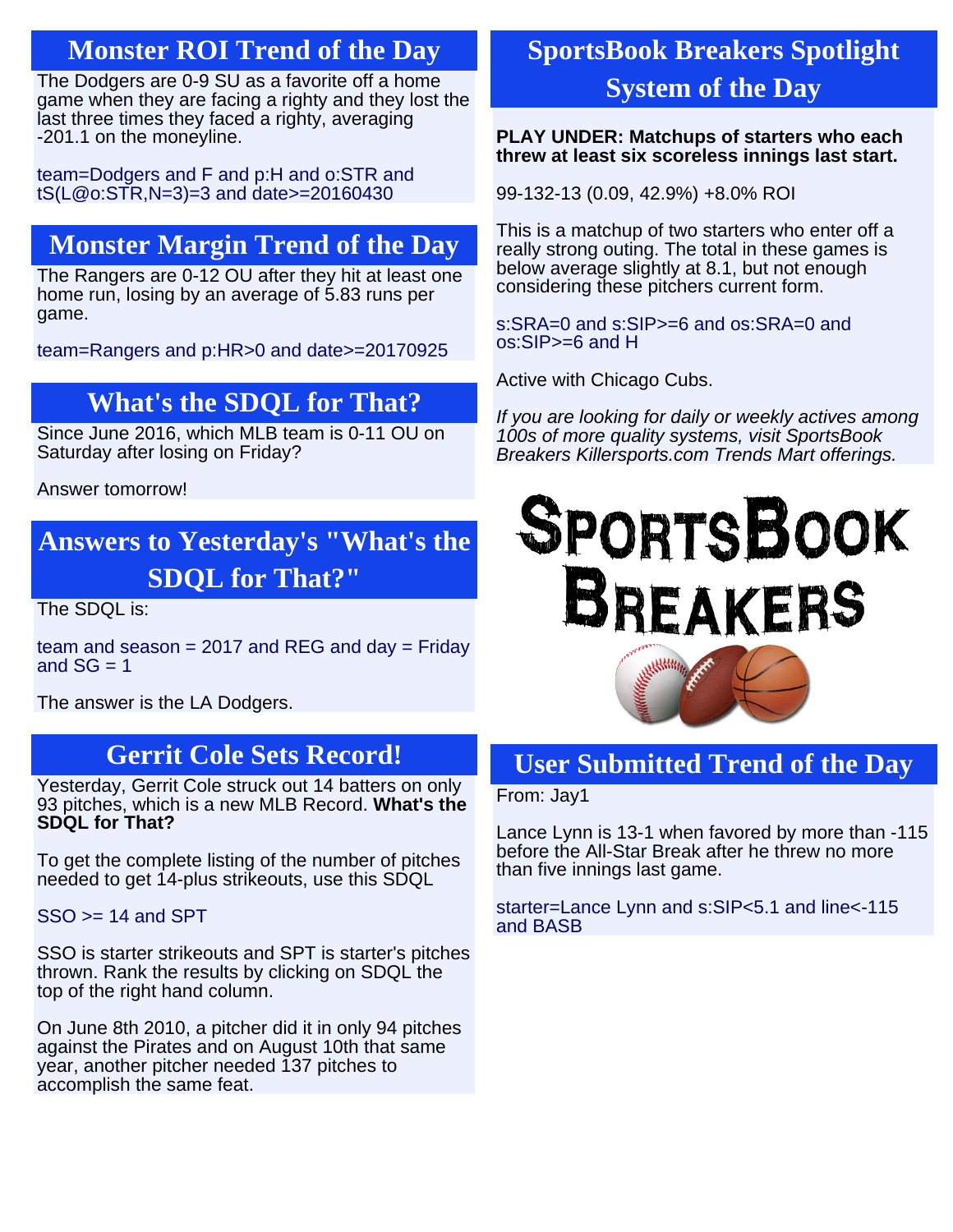## Monster ROI Trend of the Day

The Dodgers are 0-9 SU as a favorite off a home game when they are facing a righty and they lost the last three times they faced a righty, averaging -201.1 on the moneyline.

team=Dodgers and F and p:H and o:STR and tS(L@o:STR,N=3)=3 and date>=20160430

## Monster Margin Trend of the Day

The Rangers are 0-12 OU after they hit at least one home run, losing by an average of 5.83 runs per game.

team=Rangers and p:HR>0 and date>=20170925

## What's the SDQL for That?

Since June 2016, which MLB team is 0-11 OU on Saturday after losing on Friday?

Answer tomorrow!

## Answers to Yesterday's "What's the SDQL for That?"

The SDQL is:

team and season = 2017 and REG and day = Friday and SG = 1

The answer is the LA Dodgers.

## Gerrit Cole Sets Record!

Yesterday, Gerrit Cole struck out 14 batters on only 93 pitches, which is a new MLB Record. **What's the SDQL for That?**

To get the complete listing of the number of pitches needed to get 14-plus strikeouts, use this SDQL

SSO >= 14 and SPT

SSO is starter strikeouts and SPT is starter's pitches thrown. Rank the results by clicking on SDQL the top of the right hand column.

On June 8th 2010, a pitcher did it in only 94 pitches against the Pirates and on August 10th that same year, another pitcher needed 137 pitches to accomplish the same feat.

## SportsBook Breakers Spotlight System of the Day

**PLAY UNDER: Matchups of starters who each threw at least six scoreless innings last start.**

99-132-13 (0.09, 42.9%) +8.0% ROI

This is a matchup of two starters who enter off a really strong outing. The total in these games is below average slightly at 8.1, but not enough considering these pitchers current form.

s:SRA=0 and s:SIP>=6 and os:SRA=0 and os:SIP>=6 and H

Active with Chicago Cubs.

*If you are looking for daily or weekly actives among 100s of more quality systems, visit SportsBook Breakers Killersports.com Trends Mart offerings.*

SportsBook Breakers

## User Submitted Trend of the Day

From: Jay1

Lance Lynn is 13-1 when favored by more than -115 before the All-Star Break after he threw no more than five innings last game.

starter=Lance Lynn and s:SIP<5.1 and line<-115 and BASB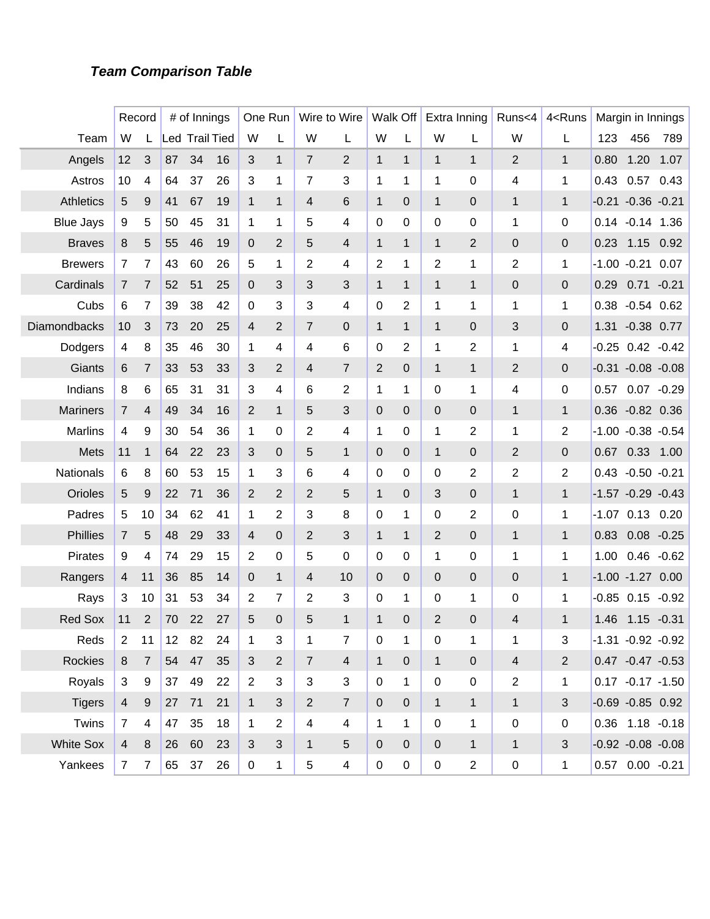### ***Team Comparison Table***

| | Record | | # of Innings | | | One Run | | Wire to Wire | | Walk Off | | Extra Inning | | Runs<4 | 4<Runs | Margin in Innings | | |
|---|---|---|---|---|---|---|---|---|---|---|---|---|---|---|---|---|---|---|
| Team | W | L | Led | Trail | Tied | W | L | W | L | W | L | W | L | W | L | 123 | 456 | 789 |
| Angels | 12 | 3 | 87 | 34 | 16 | 3 | 1 | 7 | 2 | 1 | 1 | 1 | 1 | 2 | 1 | 0.80 | 1.20 | 1.07 |
| Astros | 10 | 4 | 64 | 37 | 26 | 3 | 1 | 7 | 3 | 1 | 1 | 1 | 0 | 4 | 1 | 0.43 | 0.57 | 0.43 |
| Athletics | 5 | 9 | 41 | 67 | 19 | 1 | 1 | 4 | 6 | 1 | 0 | 1 | 0 | 1 | 1 | -0.21 | -0.36 | -0.21 |
| Blue Jays | 9 | 5 | 50 | 45 | 31 | 1 | 1 | 5 | 4 | 0 | 0 | 0 | 0 | 1 | 0 | 0.14 | -0.14 | 1.36 |
| Braves | 8 | 5 | 55 | 46 | 19 | 0 | 2 | 5 | 4 | 1 | 1 | 1 | 2 | 0 | 0 | 0.23 | 1.15 | 0.92 |
| Brewers | 7 | 7 | 43 | 60 | 26 | 5 | 1 | 2 | 4 | 2 | 1 | 2 | 1 | 2 | 1 | -1.00 | -0.21 | 0.07 |
| Cardinals | 7 | 7 | 52 | 51 | 25 | 0 | 3 | 3 | 3 | 1 | 1 | 1 | 1 | 0 | 0 | 0.29 | 0.71 | -0.21 |
| Cubs | 6 | 7 | 39 | 38 | 42 | 0 | 3 | 3 | 4 | 0 | 2 | 1 | 1 | 1 | 1 | 0.38 | -0.54 | 0.62 |
| Diamondbacks | 10 | 3 | 73 | 20 | 25 | 4 | 2 | 7 | 0 | 1 | 1 | 1 | 0 | 3 | 0 | 1.31 | -0.38 | 0.77 |
| Dodgers | 4 | 8 | 35 | 46 | 30 | 1 | 4 | 4 | 6 | 0 | 2 | 1 | 2 | 1 | 4 | -0.25 | 0.42 | -0.42 |
| Giants | 6 | 7 | 33 | 53 | 33 | 3 | 2 | 4 | 7 | 2 | 0 | 1 | 1 | 2 | 0 | -0.31 | -0.08 | -0.08 |
| Indians | 8 | 6 | 65 | 31 | 31 | 3 | 4 | 6 | 2 | 1 | 1 | 0 | 1 | 4 | 0 | 0.57 | 0.07 | -0.29 |
| Mariners | 7 | 4 | 49 | 34 | 16 | 2 | 1 | 5 | 3 | 0 | 0 | 0 | 0 | 1 | 1 | 0.36 | -0.82 | 0.36 |
| Marlins | 4 | 9 | 30 | 54 | 36 | 1 | 0 | 2 | 4 | 1 | 0 | 1 | 2 | 1 | 2 | -1.00 | -0.38 | -0.54 |
| Mets | 11 | 1 | 64 | 22 | 23 | 3 | 0 | 5 | 1 | 0 | 0 | 1 | 0 | 2 | 0 | 0.67 | 0.33 | 1.00 |
| Nationals | 6 | 8 | 60 | 53 | 15 | 1 | 3 | 6 | 4 | 0 | 0 | 0 | 2 | 2 | 2 | 0.43 | -0.50 | -0.21 |
| Orioles | 5 | 9 | 22 | 71 | 36 | 2 | 2 | 2 | 5 | 1 | 0 | 3 | 0 | 1 | 1 | -1.57 | -0.29 | -0.43 |
| Padres | 5 | 10 | 34 | 62 | 41 | 1 | 2 | 3 | 8 | 0 | 1 | 0 | 2 | 0 | 1 | -1.07 | 0.13 | 0.20 |
| Phillies | 7 | 5 | 48 | 29 | 33 | 4 | 0 | 2 | 3 | 1 | 1 | 2 | 0 | 1 | 1 | 0.83 | 0.08 | -0.25 |
| Pirates | 9 | 4 | 74 | 29 | 15 | 2 | 0 | 5 | 0 | 0 | 0 | 1 | 0 | 1 | 1 | 1.00 | 0.46 | -0.62 |
| Rangers | 4 | 11 | 36 | 85 | 14 | 0 | 1 | 4 | 10 | 0 | 0 | 0 | 0 | 0 | 1 | -1.00 | -1.27 | 0.00 |
| Rays | 3 | 10 | 31 | 53 | 34 | 2 | 7 | 2 | 3 | 0 | 1 | 0 | 1 | 0 | 1 | -0.85 | 0.15 | -0.92 |
| Red Sox | 11 | 2 | 70 | 22 | 27 | 5 | 0 | 5 | 1 | 1 | 0 | 2 | 0 | 4 | 1 | 1.46 | 1.15 | -0.31 |
| Reds | 2 | 11 | 12 | 82 | 24 | 1 | 3 | 1 | 7 | 0 | 1 | 0 | 1 | 1 | 3 | -1.31 | -0.92 | -0.92 |
| Rockies | 8 | 7 | 54 | 47 | 35 | 3 | 2 | 7 | 4 | 1 | 0 | 1 | 0 | 4 | 2 | 0.47 | -0.47 | -0.53 |
| Royals | 3 | 9 | 37 | 49 | 22 | 2 | 3 | 3 | 3 | 0 | 1 | 0 | 0 | 2 | 1 | 0.17 | -0.17 | -1.50 |
| Tigers | 4 | 9 | 27 | 71 | 21 | 1 | 3 | 2 | 7 | 0 | 0 | 1 | 1 | 1 | 3 | -0.69 | -0.85 | 0.92 |
| Twins | 7 | 4 | 47 | 35 | 18 | 1 | 2 | 4 | 4 | 1 | 1 | 0 | 1 | 0 | 0 | 0.36 | 1.18 | -0.18 |
| White Sox | 4 | 8 | 26 | 60 | 23 | 3 | 3 | 1 | 5 | 0 | 0 | 0 | 1 | 1 | 3 | -0.92 | -0.08 | -0.08 |
| Yankees | 7 | 7 | 65 | 37 | 26 | 0 | 1 | 5 | 4 | 0 | 0 | 0 | 2 | 0 | 1 | 0.57 | 0.00 | -0.21 |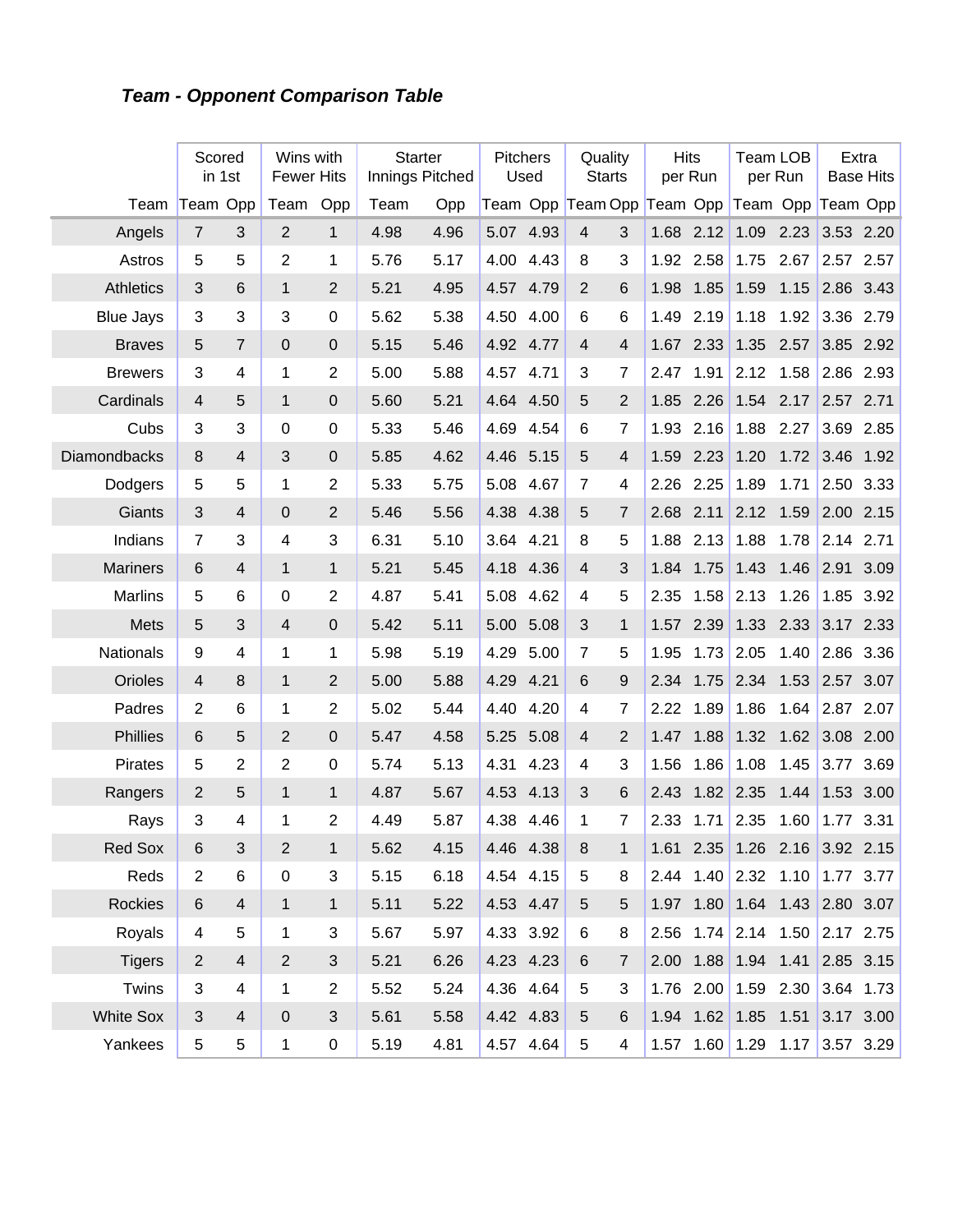## *Team - Opponent Comparison Table*

| | Scored in 1st | | Wins with Fewer Hits | | Starter Innings Pitched | | Pitchers Used | | Quality Starts | | Hits per Run | | Team LOB per Run | | Extra Base Hits | |
|---|---|---|---|---|---|---|---|---|---|---|---|---|---|---|---|---|
| Team | Team | Opp | Team | Opp | Team | Opp | Team | Opp | Team | Opp | Team | Opp | Team | Opp | Team | Opp |
| Angels | 7 | 3 | 2 | 1 | 4.98 | 4.96 | 5.07 | 4.93 | 4 | 3 | 1.68 | 2.12 | 1.09 | 2.23 | 3.53 | 2.20 |
| Astros | 5 | 5 | 2 | 1 | 5.76 | 5.17 | 4.00 | 4.43 | 8 | 3 | 1.92 | 2.58 | 1.75 | 2.67 | 2.57 | 2.57 |
| Athletics | 3 | 6 | 1 | 2 | 5.21 | 4.95 | 4.57 | 4.79 | 2 | 6 | 1.98 | 1.85 | 1.59 | 1.15 | 2.86 | 3.43 |
| Blue Jays | 3 | 3 | 3 | 0 | 5.62 | 5.38 | 4.50 | 4.00 | 6 | 6 | 1.49 | 2.19 | 1.18 | 1.92 | 3.36 | 2.79 |
| Braves | 5 | 7 | 0 | 0 | 5.15 | 5.46 | 4.92 | 4.77 | 4 | 4 | 1.67 | 2.33 | 1.35 | 2.57 | 3.85 | 2.92 |
| Brewers | 3 | 4 | 1 | 2 | 5.00 | 5.88 | 4.57 | 4.71 | 3 | 7 | 2.47 | 1.91 | 2.12 | 1.58 | 2.86 | 2.93 |
| Cardinals | 4 | 5 | 1 | 0 | 5.60 | 5.21 | 4.64 | 4.50 | 5 | 2 | 1.85 | 2.26 | 1.54 | 2.17 | 2.57 | 2.71 |
| Cubs | 3 | 3 | 0 | 0 | 5.33 | 5.46 | 4.69 | 4.54 | 6 | 7 | 1.93 | 2.16 | 1.88 | 2.27 | 3.69 | 2.85 |
| Diamondbacks | 8 | 4 | 3 | 0 | 5.85 | 4.62 | 4.46 | 5.15 | 5 | 4 | 1.59 | 2.23 | 1.20 | 1.72 | 3.46 | 1.92 |
| Dodgers | 5 | 5 | 1 | 2 | 5.33 | 5.75 | 5.08 | 4.67 | 7 | 4 | 2.26 | 2.25 | 1.89 | 1.71 | 2.50 | 3.33 |
| Giants | 3 | 4 | 0 | 2 | 5.46 | 5.56 | 4.38 | 4.38 | 5 | 7 | 2.68 | 2.11 | 2.12 | 1.59 | 2.00 | 2.15 |
| Indians | 7 | 3 | 4 | 3 | 6.31 | 5.10 | 3.64 | 4.21 | 8 | 5 | 1.88 | 2.13 | 1.88 | 1.78 | 2.14 | 2.71 |
| Mariners | 6 | 4 | 1 | 1 | 5.21 | 5.45 | 4.18 | 4.36 | 4 | 3 | 1.84 | 1.75 | 1.43 | 1.46 | 2.91 | 3.09 |
| Marlins | 5 | 6 | 0 | 2 | 4.87 | 5.41 | 5.08 | 4.62 | 4 | 5 | 2.35 | 1.58 | 2.13 | 1.26 | 1.85 | 3.92 |
| Mets | 5 | 3 | 4 | 0 | 5.42 | 5.11 | 5.00 | 5.08 | 3 | 1 | 1.57 | 2.39 | 1.33 | 2.33 | 3.17 | 2.33 |
| Nationals | 9 | 4 | 1 | 1 | 5.98 | 5.19 | 4.29 | 5.00 | 7 | 5 | 1.95 | 1.73 | 2.05 | 1.40 | 2.86 | 3.36 |
| Orioles | 4 | 8 | 1 | 2 | 5.00 | 5.88 | 4.29 | 4.21 | 6 | 9 | 2.34 | 1.75 | 2.34 | 1.53 | 2.57 | 3.07 |
| Padres | 2 | 6 | 1 | 2 | 5.02 | 5.44 | 4.40 | 4.20 | 4 | 7 | 2.22 | 1.89 | 1.86 | 1.64 | 2.87 | 2.07 |
| Phillies | 6 | 5 | 2 | 0 | 5.47 | 4.58 | 5.25 | 5.08 | 4 | 2 | 1.47 | 1.88 | 1.32 | 1.62 | 3.08 | 2.00 |
| Pirates | 5 | 2 | 2 | 0 | 5.74 | 5.13 | 4.31 | 4.23 | 4 | 3 | 1.56 | 1.86 | 1.08 | 1.45 | 3.77 | 3.69 |
| Rangers | 2 | 5 | 1 | 1 | 4.87 | 5.67 | 4.53 | 4.13 | 3 | 6 | 2.43 | 1.82 | 2.35 | 1.44 | 1.53 | 3.00 |
| Rays | 3 | 4 | 1 | 2 | 4.49 | 5.87 | 4.38 | 4.46 | 1 | 7 | 2.33 | 1.71 | 2.35 | 1.60 | 1.77 | 3.31 |
| Red Sox | 6 | 3 | 2 | 1 | 5.62 | 4.15 | 4.46 | 4.38 | 8 | 1 | 1.61 | 2.35 | 1.26 | 2.16 | 3.92 | 2.15 |
| Reds | 2 | 6 | 0 | 3 | 5.15 | 6.18 | 4.54 | 4.15 | 5 | 8 | 2.44 | 1.40 | 2.32 | 1.10 | 1.77 | 3.77 |
| Rockies | 6 | 4 | 1 | 1 | 5.11 | 5.22 | 4.53 | 4.47 | 5 | 5 | 1.97 | 1.80 | 1.64 | 1.43 | 2.80 | 3.07 |
| Royals | 4 | 5 | 1 | 3 | 5.67 | 5.97 | 4.33 | 3.92 | 6 | 8 | 2.56 | 1.74 | 2.14 | 1.50 | 2.17 | 2.75 |
| Tigers | 2 | 4 | 2 | 3 | 5.21 | 6.26 | 4.23 | 4.23 | 6 | 7 | 2.00 | 1.88 | 1.94 | 1.41 | 2.85 | 3.15 |
| Twins | 3 | 4 | 1 | 2 | 5.52 | 5.24 | 4.36 | 4.64 | 5 | 3 | 1.76 | 2.00 | 1.59 | 2.30 | 3.64 | 1.73 |
| White Sox | 3 | 4 | 0 | 3 | 5.61 | 5.58 | 4.42 | 4.83 | 5 | 6 | 1.94 | 1.62 | 1.85 | 1.51 | 3.17 | 3.00 |
| Yankees | 5 | 5 | 1 | 0 | 5.19 | 4.81 | 4.57 | 4.64 | 5 | 4 | 1.57 | 1.60 | 1.29 | 1.17 | 3.57 | 3.29 |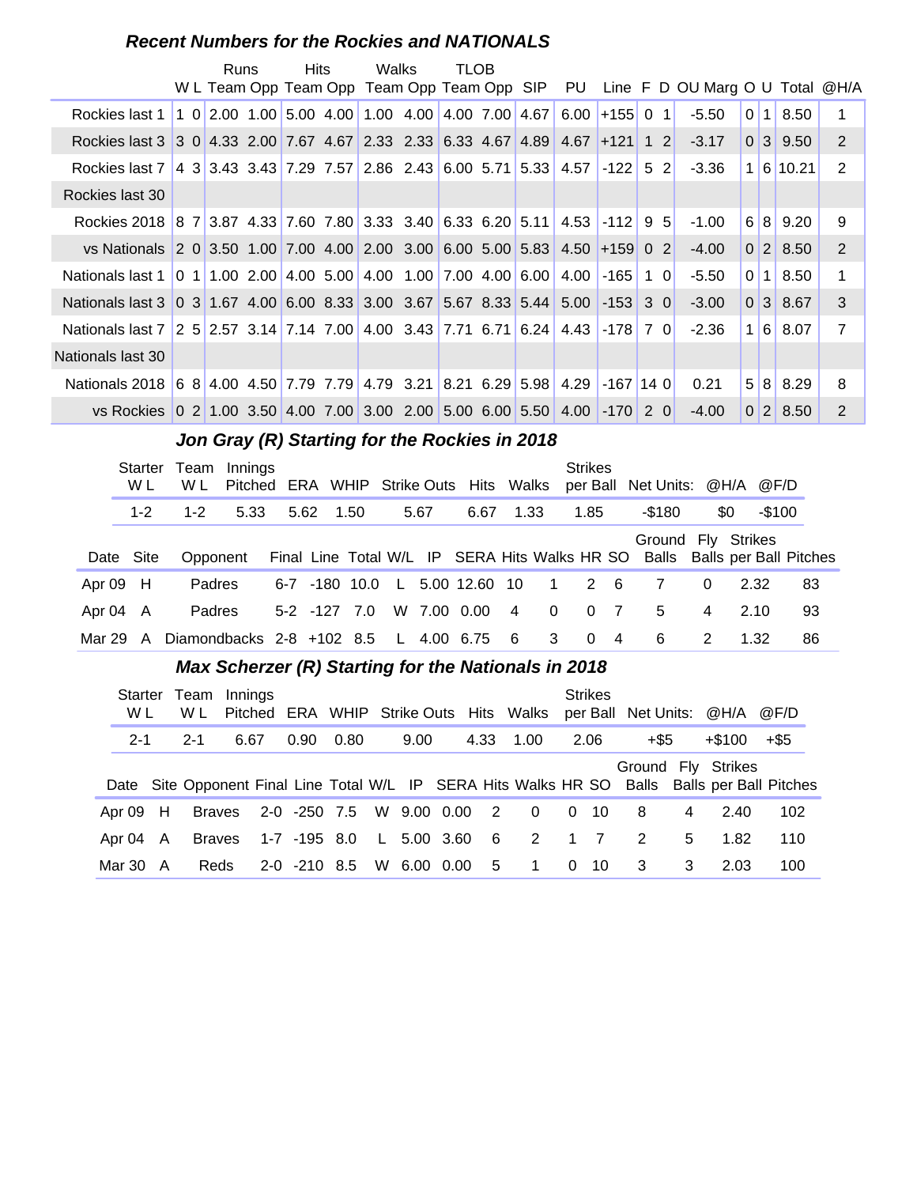### Recent Numbers for the Rockies and NATIONALS

| | W | L | Runs Team | Runs Opp | Hits Team | Hits Opp | Walks Team | Walks Opp | TLOB Team | TLOB Opp | SIP | PU | Line | F | D | OU Marg | O | U | Total | @H/A |
|---|---|---|---|---|---|---|---|---|---|---|---|---|---|---|---|---|---|---|---|---|
| Rockies last 1 | 1 | 0 | 2.00 | 1.00 | 5.00 | 4.00 | 1.00 | 4.00 | 4.00 | 7.00 | 4.67 | 6.00 | +155 | 0 | 1 | -5.50 | 0 | 1 | 8.50 | 1 |
| Rockies last 3 | 3 | 0 | 4.33 | 2.00 | 7.67 | 4.67 | 2.33 | 2.33 | 6.33 | 4.67 | 4.89 | 4.67 | +121 | 1 | 2 | -3.17 | 0 | 3 | 9.50 | 2 |
| Rockies last 7 | 4 | 3 | 3.43 | 3.43 | 7.29 | 7.57 | 2.86 | 2.43 | 6.00 | 5.71 | 5.33 | 4.57 | -122 | 5 | 2 | -3.36 | 1 | 6 | 10.21 | 2 |
| Rockies last 30 | | | | | | | | | | | | | | | | | | | | |
| Rockies 2018 | 8 | 7 | 3.87 | 4.33 | 7.60 | 7.80 | 3.33 | 3.40 | 6.33 | 6.20 | 5.11 | 4.53 | -112 | 9 | 5 | -1.00 | 6 | 8 | 9.20 | 9 |
| vs Nationals | 2 | 0 | 3.50 | 1.00 | 7.00 | 4.00 | 2.00 | 3.00 | 6.00 | 5.00 | 5.83 | 4.50 | +159 | 0 | 2 | -4.00 | 0 | 2 | 8.50 | 2 |
| Nationals last 1 | 0 | 1 | 1.00 | 2.00 | 4.00 | 5.00 | 4.00 | 1.00 | 7.00 | 4.00 | 6.00 | 4.00 | -165 | 1 | 0 | -5.50 | 0 | 1 | 8.50 | 1 |
| Nationals last 3 | 0 | 3 | 1.67 | 4.00 | 6.00 | 8.33 | 3.00 | 3.67 | 5.67 | 8.33 | 5.44 | 5.00 | -153 | 3 | 0 | -3.00 | 0 | 3 | 8.67 | 3 |
| Nationals last 7 | 2 | 5 | 2.57 | 3.14 | 7.14 | 7.00 | 4.00 | 3.43 | 7.71 | 6.71 | 6.24 | 4.43 | -178 | 7 | 0 | -2.36 | 1 | 6 | 8.07 | 7 |
| Nationals last 30 | | | | | | | | | | | | | | | | | | | | |
| Nationals 2018 | 6 | 8 | 4.00 | 4.50 | 7.79 | 7.79 | 4.79 | 3.21 | 8.21 | 6.29 | 5.98 | 4.29 | -167 | 14 | 0 | 0.21 | 5 | 8 | 8.29 | 8 |
| vs Rockies | 0 | 2 | 1.00 | 3.50 | 4.00 | 7.00 | 3.00 | 2.00 | 5.00 | 6.00 | 5.50 | 4.00 | -170 | 2 | 0 | -4.00 | 0 | 2 | 8.50 | 2 |

### Jon Gray (R) Starting for the Rockies in 2018

| Starter W L | Team W L | Innings Pitched | ERA | WHIP | Strike Outs | Hits | Walks | Strikes per Ball | Net Units: | @H/A | @F/D |
|---|---|---|---|---|---|---|---|---|---|---|---|
| 1-2 | 1-2 | 5.33 | 5.62 | 1.50 | 5.67 | 6.67 | 1.33 | 1.85 | -$180 | $0 | -$100 |

| Date | Site | Opponent | Final | Line | Total | W/L | IP | SERA | Hits | Walks | HR | SO | Ground Balls | Fly Balls | Strikes per Ball | Pitches |
|---|---|---|---|---|---|---|---|---|---|---|---|---|---|---|---|---|
| Apr 09 | H | Padres | 6-7 | -180 | 10.0 | L | 5.00 | 12.60 | 10 | 1 | 2 | 6 | 7 | 0 | 2.32 | 83 |
| Apr 04 | A | Padres | 5-2 | -127 | 7.0 | W | 7.00 | 0.00 | 4 | 0 | 0 | 7 | 5 | 4 | 2.10 | 93 |
| Mar 29 | A | Diamondbacks | 2-8 | +102 | 8.5 | L | 4.00 | 6.75 | 6 | 3 | 0 | 4 | 6 | 2 | 1.32 | 86 |

### Max Scherzer (R) Starting for the Nationals in 2018

| Starter W L | Team W L | Innings Pitched | ERA | WHIP | Strike Outs | Hits | Walks | Strikes per Ball | Net Units: | @H/A | @F/D |
|---|---|---|---|---|---|---|---|---|---|---|---|
| 2-1 | 2-1 | 6.67 | 0.90 | 0.80 | 9.00 | 4.33 | 1.00 | 2.06 | +$5 | +$100 | +$5 |

| Date | Site | Opponent | Final | Line | Total | W/L | IP | SERA | Hits | Walks | HR | SO | Ground Balls | Fly Balls | Strikes per Ball | Pitches |
|---|---|---|---|---|---|---|---|---|---|---|---|---|---|---|---|---|
| Apr 09 | H | Braves | 2-0 | -250 | 7.5 | W | 9.00 | 0.00 | 2 | 0 | 0 | 10 | 8 | 4 | 2.40 | 102 |
| Apr 04 | A | Braves | 1-7 | -195 | 8.0 | L | 5.00 | 3.60 | 6 | 2 | 1 | 7 | 2 | 5 | 1.82 | 110 |
| Mar 30 | A | Reds | 2-0 | -210 | 8.5 | W | 6.00 | 0.00 | 5 | 1 | 0 | 10 | 3 | 3 | 2.03 | 100 |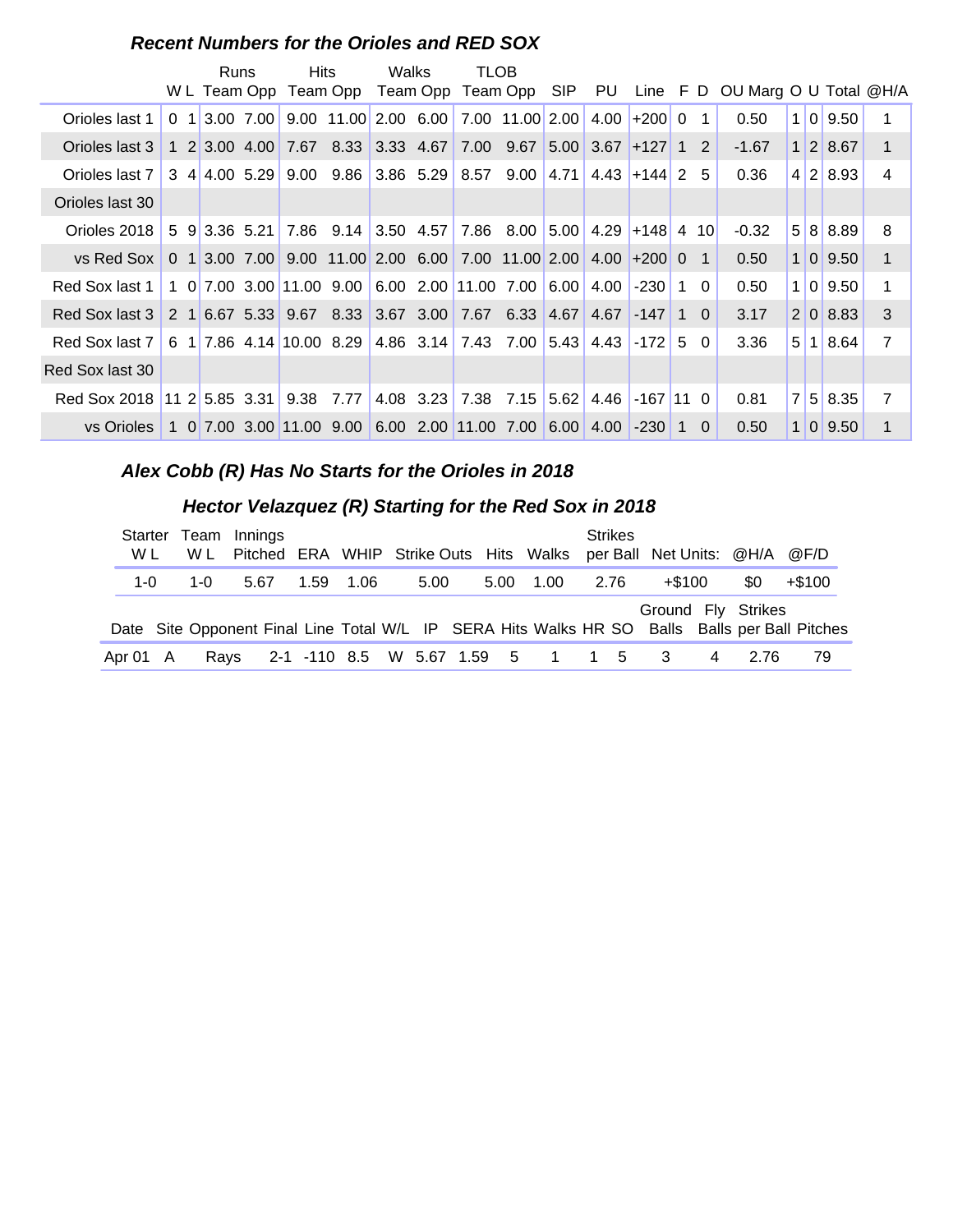### Recent Numbers for the Orioles and RED SOX

| | W | L | Runs Team | Runs Opp | Hits Team | Hits Opp | Walks Team | Walks Opp | TLOB Team | TLOB Opp | SIP | PU | Line | F | D | OU Marg | O | U | Total | @H/A |
|---|---|---|---|---|---|---|---|---|---|---|---|---|---|---|---|---|---|---|---|---|
| Orioles last 1 | 0 | 1 | 3.00 | 7.00 | 9.00 | 11.00 | 2.00 | 6.00 | 7.00 | 11.00 | 2.00 | 4.00 | +200 | 0 | 1 | 0.50 | 1 | 0 | 9.50 | 1 |
| Orioles last 3 | 1 | 2 | 3.00 | 4.00 | 7.67 | 8.33 | 3.33 | 4.67 | 7.00 | 9.67 | 5.00 | 3.67 | +127 | 1 | 2 | -1.67 | 1 | 2 | 8.67 | 1 |
| Orioles last 7 | 3 | 4 | 4.00 | 5.29 | 9.00 | 9.86 | 3.86 | 5.29 | 8.57 | 9.00 | 4.71 | 4.43 | +144 | 2 | 5 | 0.36 | 4 | 2 | 8.93 | 4 |
| Orioles last 30 | | | | | | | | | | | | | | | | | | | | |
| Orioles 2018 | 5 | 9 | 3.36 | 5.21 | 7.86 | 9.14 | 3.50 | 4.57 | 7.86 | 8.00 | 5.00 | 4.29 | +148 | 4 | 10 | -0.32 | 5 | 8 | 8.89 | 8 |
| vs Red Sox | 0 | 1 | 3.00 | 7.00 | 9.00 | 11.00 | 2.00 | 6.00 | 7.00 | 11.00 | 2.00 | 4.00 | +200 | 0 | 1 | 0.50 | 1 | 0 | 9.50 | 1 |
| Red Sox last 1 | 1 | 0 | 7.00 | 3.00 | 11.00 | 9.00 | 6.00 | 2.00 | 11.00 | 7.00 | 6.00 | 4.00 | -230 | 1 | 0 | 0.50 | 1 | 0 | 9.50 | 1 |
| Red Sox last 3 | 2 | 1 | 6.67 | 5.33 | 9.67 | 8.33 | 3.67 | 3.00 | 7.67 | 6.33 | 4.67 | 4.67 | -147 | 1 | 0 | 3.17 | 2 | 0 | 8.83 | 3 |
| Red Sox last 7 | 6 | 1 | 7.86 | 4.14 | 10.00 | 8.29 | 4.86 | 3.14 | 7.43 | 7.00 | 5.43 | 4.43 | -172 | 5 | 0 | 3.36 | 5 | 1 | 8.64 | 7 |
| Red Sox last 30 | | | | | | | | | | | | | | | | | | | | |
| Red Sox 2018 | 11 | 2 | 5.85 | 3.31 | 9.38 | 7.77 | 4.08 | 3.23 | 7.38 | 7.15 | 5.62 | 4.46 | -167 | 11 | 0 | 0.81 | 7 | 5 | 8.35 | 7 |
| vs Orioles | 1 | 0 | 7.00 | 3.00 | 11.00 | 9.00 | 6.00 | 2.00 | 11.00 | 7.00 | 6.00 | 4.00 | -230 | 1 | 0 | 0.50 | 1 | 0 | 9.50 | 1 |

### Alex Cobb (R) Has No Starts for the Orioles in 2018

### Hector Velazquez (R) Starting for the Red Sox in 2018

| Starter W L | Team W L | Innings Pitched | ERA | WHIP | Strike Outs | Hits | Walks | Strikes per Ball | Net Units: | @H/A | @F/D |
|---|---|---|---|---|---|---|---|---|---|---|---|
| 1-0 | 1-0 | 5.67 | 1.59 | 1.06 | 5.00 | 5.00 | 1.00 | 2.76 | +$100 | $0 | +$100 |

| Date | Site | Opponent | Final | Line | Total | W/L | IP | SERA | Hits | Walks | HR | SO | Ground Balls | Fly Balls | Strikes per Ball | Pitches |
|---|---|---|---|---|---|---|---|---|---|---|---|---|---|---|---|---|
| Apr 01 | A | Rays | 2-1 | -110 | 8.5 | W | 5.67 | 1.59 | 5 | 1 | 1 | 5 | 3 | 4 | 2.76 | 79 |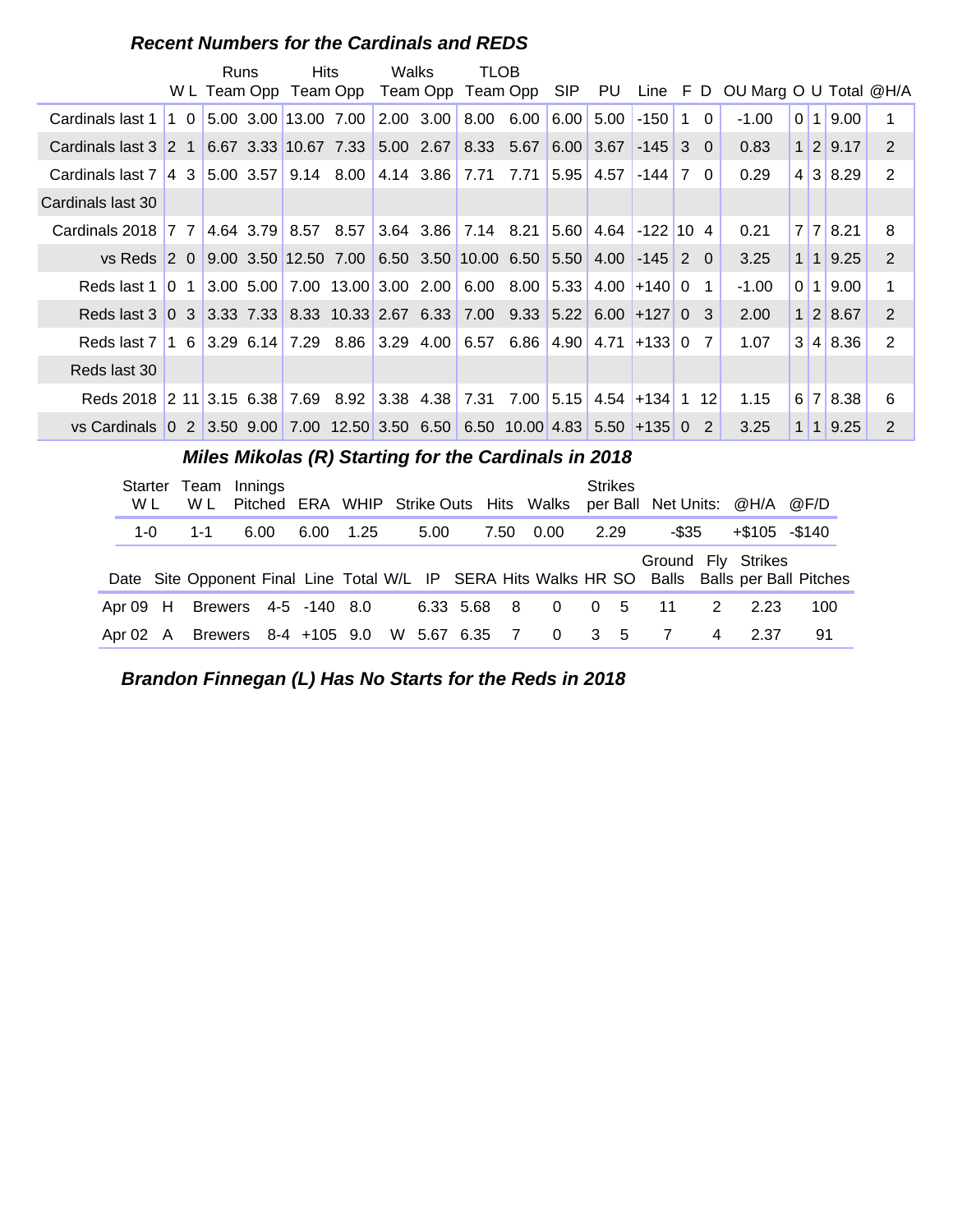### *Recent Numbers for the Cardinals and REDS*

| | W | L | Runs Team | Runs Opp | Hits Team | Hits Opp | Walks Team | Walks Opp | TLOB Team | TLOB Opp | SIP | PU | Line | F | D | OU Marg | O | U | Total | @H/A |
|---|---|---|---|---|---|---|---|---|---|---|---|---|---|---|---|---|---|---|---|---|
| Cardinals last 1 | 1 | 0 | 5.00 | 3.00 | 13.00 | 7.00 | 2.00 | 3.00 | 8.00 | 6.00 | 6.00 | 5.00 | -150 | 1 | 0 | -1.00 | 0 | 1 | 9.00 | 1 |
| Cardinals last 3 | 2 | 1 | 6.67 | 3.33 | 10.67 | 7.33 | 5.00 | 2.67 | 8.33 | 5.67 | 6.00 | 3.67 | -145 | 3 | 0 | 0.83 | 1 | 2 | 9.17 | 2 |
| Cardinals last 7 | 4 | 3 | 5.00 | 3.57 | 9.14 | 8.00 | 4.14 | 3.86 | 7.71 | 7.71 | 5.95 | 4.57 | -144 | 7 | 0 | 0.29 | 4 | 3 | 8.29 | 2 |
| Cardinals last 30 | | | | | | | | | | | | | | | | | | | | |
| Cardinals 2018 | 7 | 7 | 4.64 | 3.79 | 8.57 | 8.57 | 3.64 | 3.86 | 7.14 | 8.21 | 5.60 | 4.64 | -122 | 10 | 4 | 0.21 | 7 | 7 | 8.21 | 8 |
| vs Reds | 2 | 0 | 9.00 | 3.50 | 12.50 | 7.00 | 6.50 | 3.50 | 10.00 | 6.50 | 5.50 | 4.00 | -145 | 2 | 0 | 3.25 | 1 | 1 | 9.25 | 2 |
| Reds last 1 | 0 | 1 | 3.00 | 5.00 | 7.00 | 13.00 | 3.00 | 2.00 | 6.00 | 8.00 | 5.33 | 4.00 | +140 | 0 | 1 | -1.00 | 0 | 1 | 9.00 | 1 |
| Reds last 3 | 0 | 3 | 3.33 | 7.33 | 8.33 | 10.33 | 2.67 | 6.33 | 7.00 | 9.33 | 5.22 | 6.00 | +127 | 0 | 3 | 2.00 | 1 | 2 | 8.67 | 2 |
| Reds last 7 | 1 | 6 | 3.29 | 6.14 | 7.29 | 8.86 | 3.29 | 4.00 | 6.57 | 6.86 | 4.90 | 4.71 | +133 | 0 | 7 | 1.07 | 3 | 4 | 8.36 | 2 |
| Reds last 30 | | | | | | | | | | | | | | | | | | | | |
| Reds 2018 | 2 | 11 | 3.15 | 6.38 | 7.69 | 8.92 | 3.38 | 4.38 | 7.31 | 7.00 | 5.15 | 4.54 | +134 | 1 | 12 | 1.15 | 6 | 7 | 8.38 | 6 |
| vs Cardinals | 0 | 2 | 3.50 | 9.00 | 7.00 | 12.50 | 3.50 | 6.50 | 6.50 | 10.00 | 4.83 | 5.50 | +135 | 0 | 2 | 3.25 | 1 | 1 | 9.25 | 2 |

### *Miles Mikolas (R) Starting for the Cardinals in 2018*

| Starter W L | Team W L | Innings Pitched | ERA | WHIP | Strike Outs | Hits | Walks | Strikes per Ball | Net Units: | @H/A | @F/D |
|---|---|---|---|---|---|---|---|---|---|---|---|
| 1-0 | 1-1 | 6.00 | 6.00 | 1.25 | 5.00 | 7.50 | 0.00 | 2.29 | -$35 | +$105 | -$140 |

| Date | Site | Opponent | Final | Line | Total | W/L | IP | SERA | Hits | Walks | HR | SO | Ground Balls | Fly Balls | Strikes per Ball | Pitches |
|---|---|---|---|---|---|---|---|---|---|---|---|---|---|---|---|---|
| Apr 09 | H | Brewers | 4-5 | -140 | 8.0 | | 6.33 | 5.68 | 8 | 0 | 0 | 5 | 11 | 2 | 2.23 | 100 |
| Apr 02 | A | Brewers | 8-4 | +105 | 9.0 | W | 5.67 | 6.35 | 7 | 0 | 3 | 5 | 7 | 4 | 2.37 | 91 |

### *Brandon Finnegan (L) Has No Starts for the Reds in 2018*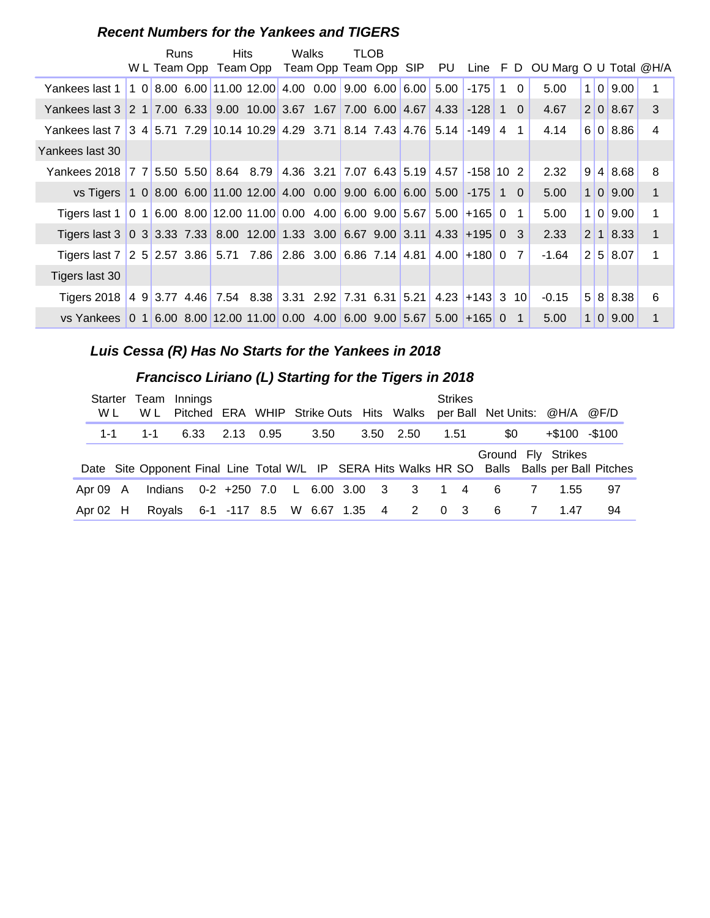### Recent Numbers for the Yankees and TIGERS

| | Runs | | | | Hits | | Walks | | TLOB | | | | | | | | | | | |
|---|---|---|---|---|---|---|---|---|---|---|---|---|---|---|---|---|---|---|---|---|
| | W | L | Team | Opp | Team | Opp | Team | Opp | Team | Opp | SIP | PU | Line | F | D | OU Marg | O | U | Total | @H/A |
| Yankees last 1 | 1 | 0 | 8.00 | 6.00 | 11.00 | 12.00 | 4.00 | 0.00 | 9.00 | 6.00 | 6.00 | 5.00 | -175 | 1 | 0 | 5.00 | 1 | 0 | 9.00 | 1 |
| Yankees last 3 | 2 | 1 | 7.00 | 6.33 | 9.00 | 10.00 | 3.67 | 1.67 | 7.00 | 6.00 | 4.67 | 4.33 | -128 | 1 | 0 | 4.67 | 2 | 0 | 8.67 | 3 |
| Yankees last 7 | 3 | 4 | 5.71 | 7.29 | 10.14 | 10.29 | 4.29 | 3.71 | 8.14 | 7.43 | 4.76 | 5.14 | -149 | 4 | 1 | 4.14 | 6 | 0 | 8.86 | 4 |
| Yankees last 30 | | | | | | | | | | | | | | | | | | | | |
| Yankees 2018 | 7 | 7 | 5.50 | 5.50 | 8.64 | 8.79 | 4.36 | 3.21 | 7.07 | 6.43 | 5.19 | 4.57 | -158 | 10 | 2 | 2.32 | 9 | 4 | 8.68 | 8 |
| vs Tigers | 1 | 0 | 8.00 | 6.00 | 11.00 | 12.00 | 4.00 | 0.00 | 9.00 | 6.00 | 6.00 | 5.00 | -175 | 1 | 0 | 5.00 | 1 | 0 | 9.00 | 1 |
| Tigers last 1 | 0 | 1 | 6.00 | 8.00 | 12.00 | 11.00 | 0.00 | 4.00 | 6.00 | 9.00 | 5.67 | 5.00 | +165 | 0 | 1 | 5.00 | 1 | 0 | 9.00 | 1 |
| Tigers last 3 | 0 | 3 | 3.33 | 7.33 | 8.00 | 12.00 | 1.33 | 3.00 | 6.67 | 9.00 | 3.11 | 4.33 | +195 | 0 | 3 | 2.33 | 2 | 1 | 8.33 | 1 |
| Tigers last 7 | 2 | 5 | 2.57 | 3.86 | 5.71 | 7.86 | 2.86 | 3.00 | 6.86 | 7.14 | 4.81 | 4.00 | +180 | 0 | 7 | -1.64 | 2 | 5 | 8.07 | 1 |
| Tigers last 30 | | | | | | | | | | | | | | | | | | | | |
| Tigers 2018 | 4 | 9 | 3.77 | 4.46 | 7.54 | 8.38 | 3.31 | 2.92 | 7.31 | 6.31 | 5.21 | 4.23 | +143 | 3 | 10 | -0.15 | 5 | 8 | 8.38 | 6 |
| vs Yankees | 0 | 1 | 6.00 | 8.00 | 12.00 | 11.00 | 0.00 | 4.00 | 6.00 | 9.00 | 5.67 | 5.00 | +165 | 0 | 1 | 5.00 | 1 | 0 | 9.00 | 1 |

### Luis Cessa (R) Has No Starts for the Yankees in 2018

### Francisco Liriano (L) Starting for the Tigers in 2018

| Starter W L | Team W L | Innings Pitched | ERA | WHIP | Strike Outs | Hits | Walks | Strikes per Ball | Net Units: | @H/A | @F/D |
|---|---|---|---|---|---|---|---|---|---|---|---|
| 1-1 | 1-1 | 6.33 | 2.13 | 0.95 | 3.50 | 3.50 | 2.50 | 1.51 | $0 | +$100 | -$100 |

| Date | Site | Opponent | Final | Line | Total | W/L | IP | SERA | Hits | Walks | HR | SO | Ground Balls | Fly Balls | Strikes per Ball | Pitches |
|---|---|---|---|---|---|---|---|---|---|---|---|---|---|---|---|---|
| Apr 09 | A | Indians | 0-2 | +250 | 7.0 | L | 6.00 | 3.00 | 3 | 3 | 1 | 4 | 6 | 7 | 1.55 | 97 |
| Apr 02 | H | Royals | 6-1 | -117 | 8.5 | W | 6.67 | 1.35 | 4 | 2 | 0 | 3 | 6 | 7 | 1.47 | 94 |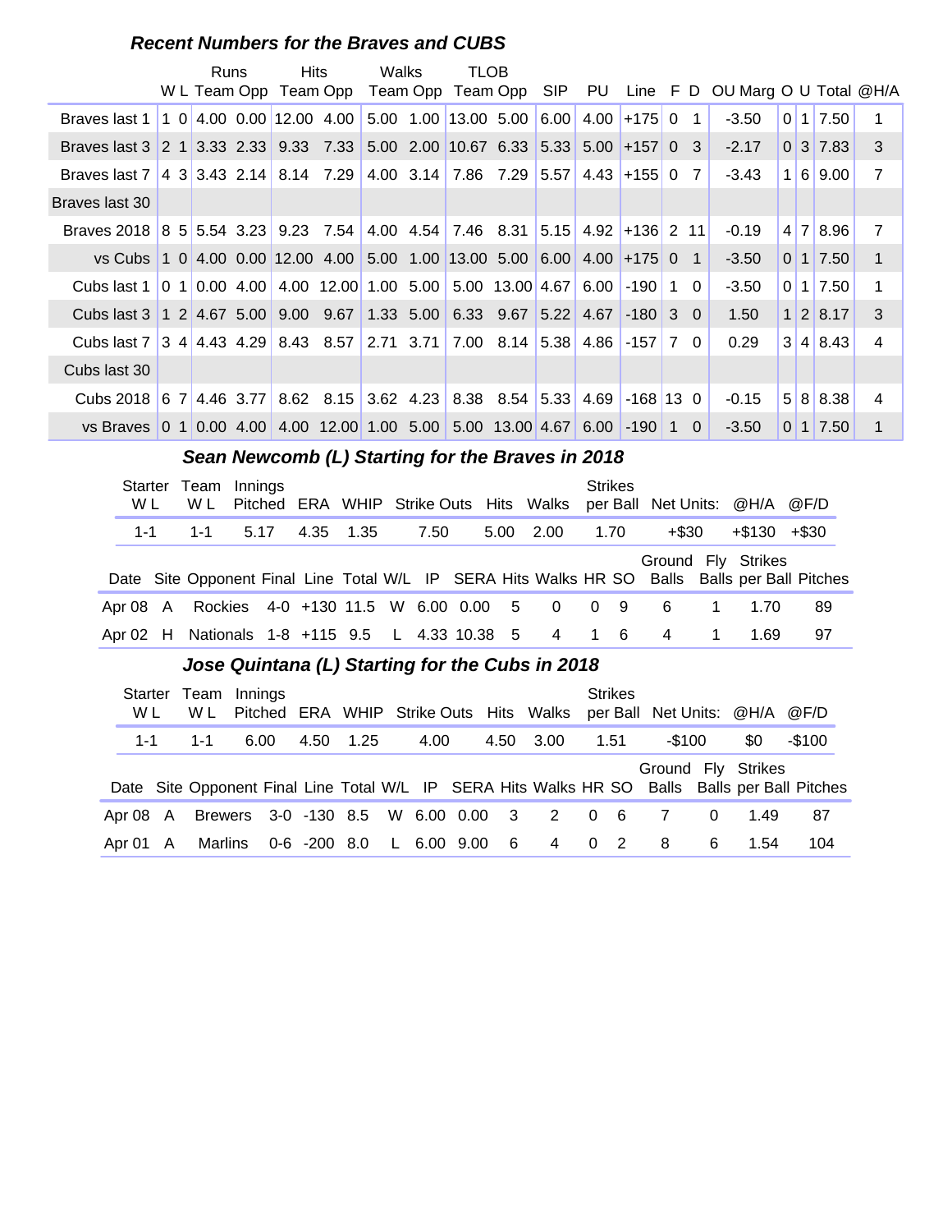### Recent Numbers for the Braves and CUBS

| | W | L | Runs Team | Runs Opp | Hits Team | Hits Opp | Walks Team | Walks Opp | TLOB Team | TLOB Opp | SIP | PU | Line | F | D | OU Marg | O | U | Total | @H/A |
|---|---|---|---|---|---|---|---|---|---|---|---|---|---|---|---|---|---|---|---|---|
| Braves last 1 | 1 | 0 | 4.00 | 0.00 | 12.00 | 4.00 | 5.00 | 1.00 | 13.00 | 5.00 | 6.00 | 4.00 | +175 | 0 | 1 | -3.50 | 0 | 1 | 7.50 | 1 |
| Braves last 3 | 2 | 1 | 3.33 | 2.33 | 9.33 | 7.33 | 5.00 | 2.00 | 10.67 | 6.33 | 5.33 | 5.00 | +157 | 0 | 3 | -2.17 | 0 | 3 | 7.83 | 3 |
| Braves last 7 | 4 | 3 | 3.43 | 2.14 | 8.14 | 7.29 | 4.00 | 3.14 | 7.86 | 7.29 | 5.57 | 4.43 | +155 | 0 | 7 | -3.43 | 1 | 6 | 9.00 | 7 |
| Braves last 30 | | | | | | | | | | | | | | | | | | | | |
| Braves 2018 | 8 | 5 | 5.54 | 3.23 | 9.23 | 7.54 | 4.00 | 4.54 | 7.46 | 8.31 | 5.15 | 4.92 | +136 | 2 | 11 | -0.19 | 4 | 7 | 8.96 | 7 |
| vs Cubs | 1 | 0 | 4.00 | 0.00 | 12.00 | 4.00 | 5.00 | 1.00 | 13.00 | 5.00 | 6.00 | 4.00 | +175 | 0 | 1 | -3.50 | 0 | 1 | 7.50 | 1 |
| Cubs last 1 | 0 | 1 | 0.00 | 4.00 | 4.00 | 12.00 | 1.00 | 5.00 | 5.00 | 13.00 | 4.67 | 6.00 | -190 | 1 | 0 | -3.50 | 0 | 1 | 7.50 | 1 |
| Cubs last 3 | 1 | 2 | 4.67 | 5.00 | 9.00 | 9.67 | 1.33 | 5.00 | 6.33 | 9.67 | 5.22 | 4.67 | -180 | 3 | 0 | 1.50 | 1 | 2 | 8.17 | 3 |
| Cubs last 7 | 3 | 4 | 4.43 | 4.29 | 8.43 | 8.57 | 2.71 | 3.71 | 7.00 | 8.14 | 5.38 | 4.86 | -157 | 7 | 0 | 0.29 | 3 | 4 | 8.43 | 4 |
| Cubs last 30 | | | | | | | | | | | | | | | | | | | | |
| Cubs 2018 | 6 | 7 | 4.46 | 3.77 | 8.62 | 8.15 | 3.62 | 4.23 | 8.38 | 8.54 | 5.33 | 4.69 | -168 | 13 | 0 | -0.15 | 5 | 8 | 8.38 | 4 |
| vs Braves | 0 | 1 | 0.00 | 4.00 | 4.00 | 12.00 | 1.00 | 5.00 | 5.00 | 13.00 | 4.67 | 6.00 | -190 | 1 | 0 | -3.50 | 0 | 1 | 7.50 | 1 |

### Sean Newcomb (L) Starting for the Braves in 2018

| Starter W L | Team W L | Innings Pitched | ERA | WHIP | Strike Outs | Hits | Walks | Strikes per Ball | Net Units: | @H/A | @F/D |
|---|---|---|---|---|---|---|---|---|---|---|---|
| 1-1 | 1-1 | 5.17 | 4.35 | 1.35 | 7.50 | 5.00 | 2.00 | 1.70 | +$30 | +$130 | +$30 |

| Date | Site | Opponent | Final | Line | Total | W/L | IP | SERA | Hits | Walks | HR | SO | Ground Balls | Fly Balls | Strikes per Ball | Pitches |
|---|---|---|---|---|---|---|---|---|---|---|---|---|---|---|---|---|
| Apr 08 | A | Rockies | 4-0 | +130 | 11.5 | W | 6.00 | 0.00 | 5 | 0 | 0 | 9 | 6 | 1 | 1.70 | 89 |
| Apr 02 | H | Nationals | 1-8 | +115 | 9.5 | L | 4.33 | 10.38 | 5 | 4 | 1 | 6 | 4 | 1 | 1.69 | 97 |

### Jose Quintana (L) Starting for the Cubs in 2018

| Starter W L | Team W L | Innings Pitched | ERA | WHIP | Strike Outs | Hits | Walks | Strikes per Ball | Net Units: | @H/A | @F/D |
|---|---|---|---|---|---|---|---|---|---|---|---|
| 1-1 | 1-1 | 6.00 | 4.50 | 1.25 | 4.00 | 4.50 | 3.00 | 1.51 | -$100 | $0 | -$100 |

| Date | Site | Opponent | Final | Line | Total | W/L | IP | SERA | Hits | Walks | HR | SO | Ground Balls | Fly Balls | Strikes per Ball | Pitches |
|---|---|---|---|---|---|---|---|---|---|---|---|---|---|---|---|---|
| Apr 08 | A | Brewers | 3-0 | -130 | 8.5 | W | 6.00 | 0.00 | 3 | 2 | 0 | 6 | 7 | 0 | 1.49 | 87 |
| Apr 01 | A | Marlins | 0-6 | -200 | 8.0 | L | 6.00 | 9.00 | 6 | 4 | 0 | 2 | 8 | 6 | 1.54 | 104 |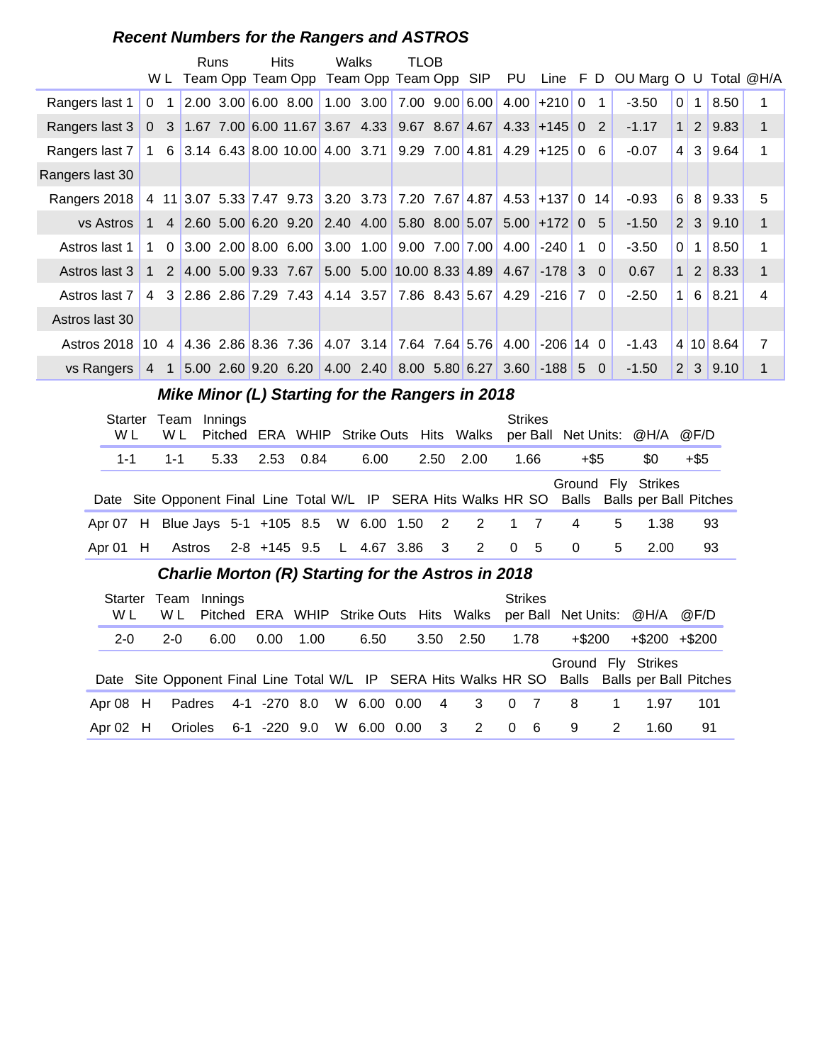### Recent Numbers for the Rangers and ASTROS

| | W | L | Runs Team | Runs Opp | Hits Team | Hits Opp | Walks Team | Walks Opp | TLOB Team | TLOB Opp | SIP | PU | Line | F | D | OU Marg | O | U | Total | @H/A |
|---|---|---|---|---|---|---|---|---|---|---|---|---|---|---|---|---|---|---|---|---|
| Rangers last 1 | 0 | 1 | 2.00 | 3.00 | 6.00 | 8.00 | 1.00 | 3.00 | 7.00 | 9.00 | 6.00 | 4.00 | +210 | 0 | 1 | -3.50 | 0 | 1 | 8.50 | 1 |
| Rangers last 3 | 0 | 3 | 1.67 | 7.00 | 6.00 | 11.67 | 3.67 | 4.33 | 9.67 | 8.67 | 4.67 | 4.33 | +145 | 0 | 2 | -1.17 | 1 | 2 | 9.83 | 1 |
| Rangers last 7 | 1 | 6 | 3.14 | 6.43 | 8.00 | 10.00 | 4.00 | 3.71 | 9.29 | 7.00 | 4.81 | 4.29 | +125 | 0 | 6 | -0.07 | 4 | 3 | 9.64 | 1 |
| Rangers last 30 | | | | | | | | | | | | | | | | | | | | |
| Rangers 2018 | 4 | 11 | 3.07 | 5.33 | 7.47 | 9.73 | 3.20 | 3.73 | 7.20 | 7.67 | 4.87 | 4.53 | +137 | 0 | 14 | -0.93 | 6 | 8 | 9.33 | 5 |
| vs Astros | 1 | 4 | 2.60 | 5.00 | 6.20 | 9.20 | 2.40 | 4.00 | 5.80 | 8.00 | 5.07 | 5.00 | +172 | 0 | 5 | -1.50 | 2 | 3 | 9.10 | 1 |
| Astros last 1 | 1 | 0 | 3.00 | 2.00 | 8.00 | 6.00 | 3.00 | 1.00 | 9.00 | 7.00 | 7.00 | 4.00 | -240 | 1 | 0 | -3.50 | 0 | 1 | 8.50 | 1 |
| Astros last 3 | 1 | 2 | 4.00 | 5.00 | 9.33 | 7.67 | 5.00 | 5.00 | 10.00 | 8.33 | 4.89 | 4.67 | -178 | 3 | 0 | 0.67 | 1 | 2 | 8.33 | 1 |
| Astros last 7 | 4 | 3 | 2.86 | 2.86 | 7.29 | 7.43 | 4.14 | 3.57 | 7.86 | 8.43 | 5.67 | 4.29 | -216 | 7 | 0 | -2.50 | 1 | 6 | 8.21 | 4 |
| Astros last 30 | | | | | | | | | | | | | | | | | | | | |
| Astros 2018 | 10 | 4 | 4.36 | 2.86 | 8.36 | 7.36 | 4.07 | 3.14 | 7.64 | 7.64 | 5.76 | 4.00 | -206 | 14 | 0 | -1.43 | 4 | 10 | 8.64 | 7 |
| vs Rangers | 4 | 1 | 5.00 | 2.60 | 9.20 | 6.20 | 4.00 | 2.40 | 8.00 | 5.80 | 6.27 | 3.60 | -188 | 5 | 0 | -1.50 | 2 | 3 | 9.10 | 1 |

### Mike Minor (L) Starting for the Rangers in 2018

| Starter W L | Team W L | Innings Pitched | ERA | WHIP | Strike Outs | Hits | Walks | Strikes per Ball | Net Units: | @H/A | @F/D |
|---|---|---|---|---|---|---|---|---|---|---|---|
| 1-1 | 1-1 | 5.33 | 2.53 | 0.84 | 6.00 | 2.50 | 2.00 | 1.66 | +$5 | $0 | +$5 |

| Date | Site | Opponent | Final | Line | Total | W/L | IP | SERA | Hits | Walks | HR | SO | Ground Balls | Fly Balls | Strikes per Ball | Pitches |
|---|---|---|---|---|---|---|---|---|---|---|---|---|---|---|---|---|
| Apr 07 | H | Blue Jays | 5-1 | +105 | 8.5 | W | 6.00 | 1.50 | 2 | 2 | 1 | 7 | 4 | 5 | 1.38 | 93 |
| Apr 01 | H | Astros | 2-8 | +145 | 9.5 | L | 4.67 | 3.86 | 3 | 2 | 0 | 5 | 0 | 5 | 2.00 | 93 |

### Charlie Morton (R) Starting for the Astros in 2018

| Starter W L | Team W L | Innings Pitched | ERA | WHIP | Strike Outs | Hits | Walks | Strikes per Ball | Net Units: | @H/A | @F/D |
|---|---|---|---|---|---|---|---|---|---|---|---|
| 2-0 | 2-0 | 6.00 | 0.00 | 1.00 | 6.50 | 3.50 | 2.50 | 1.78 | +$200 | +$200 | +$200 |

| Date | Site | Opponent | Final | Line | Total | W/L | IP | SERA | Hits | Walks | HR | SO | Ground Balls | Fly Balls | Strikes per Ball | Pitches |
|---|---|---|---|---|---|---|---|---|---|---|---|---|---|---|---|---|
| Apr 08 | H | Padres | 4-1 | -270 | 8.0 | W | 6.00 | 0.00 | 4 | 3 | 0 | 7 | 8 | 1 | 1.97 | 101 |
| Apr 02 | H | Orioles | 6-1 | -220 | 9.0 | W | 6.00 | 0.00 | 3 | 2 | 0 | 6 | 9 | 2 | 1.60 | 91 |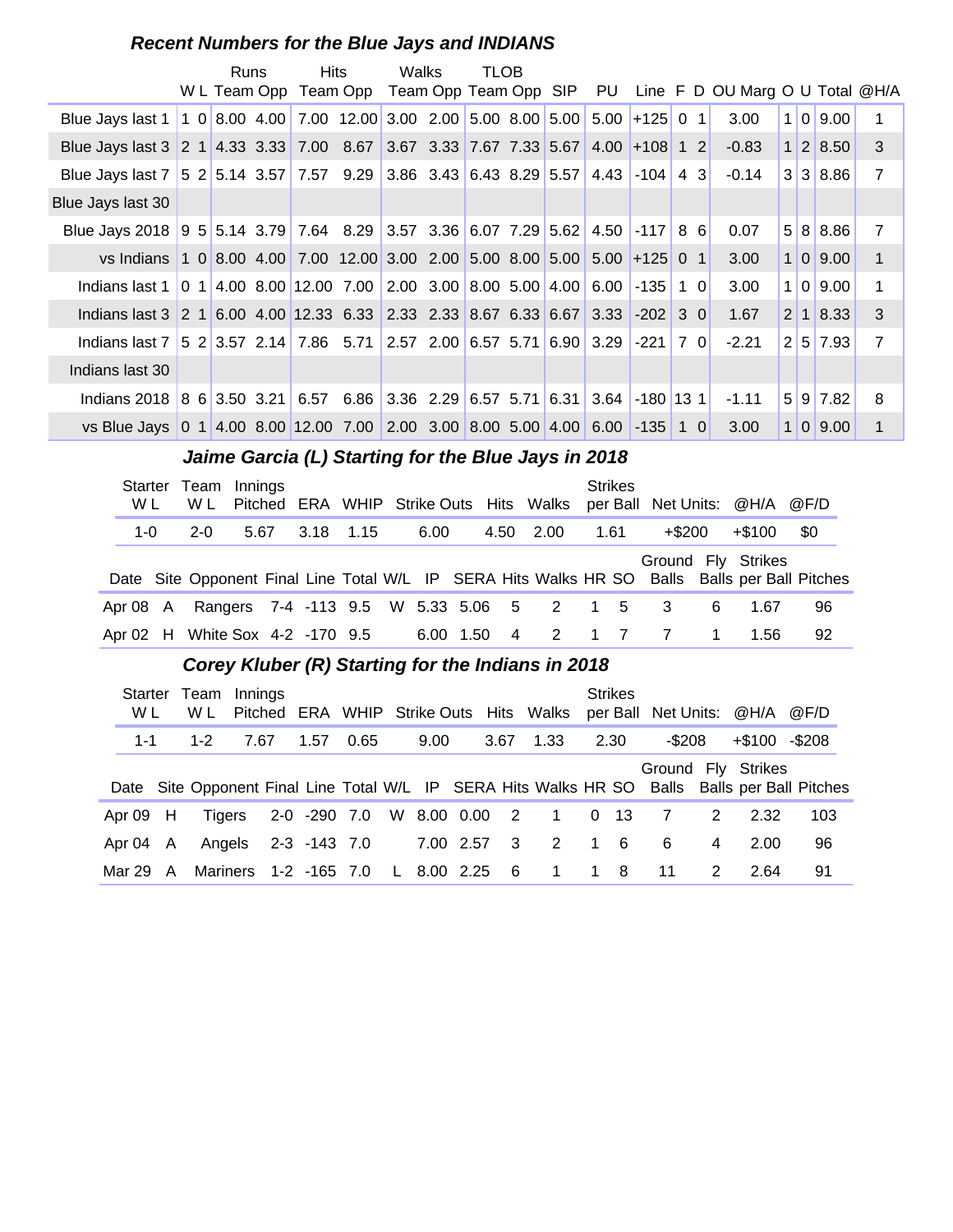### *Recent Numbers for the Blue Jays and INDIANS*

| | W | L | Runs Team | Runs Opp | Hits Team | Hits Opp | Walks Team | Walks Opp | TLOB Team | TLOB Opp | SIP | PU | Line | F | D | OU Marg | O | U | Total | @H/A |
|---|---|---|---|---|---|---|---|---|---|---|---|---|---|---|---|---|---|---|---|---|
| Blue Jays last 1 | 1 | 0 | 8.00 | 4.00 | 7.00 | 12.00 | 3.00 | 2.00 | 5.00 | 8.00 | 5.00 | 5.00 | +125 | 0 | 1 | 3.00 | 1 | 0 | 9.00 | 1 |
| Blue Jays last 3 | 2 | 1 | 4.33 | 3.33 | 7.00 | 8.67 | 3.67 | 3.33 | 7.67 | 7.33 | 5.67 | 4.00 | +108 | 1 | 2 | -0.83 | 1 | 2 | 8.50 | 3 |
| Blue Jays last 7 | 5 | 2 | 5.14 | 3.57 | 7.57 | 9.29 | 3.86 | 3.43 | 6.43 | 8.29 | 5.57 | 4.43 | -104 | 4 | 3 | -0.14 | 3 | 3 | 8.86 | 7 |
| Blue Jays last 30 | | | | | | | | | | | | | | | | | | | | |
| Blue Jays 2018 | 9 | 5 | 5.14 | 3.79 | 7.64 | 8.29 | 3.57 | 3.36 | 6.07 | 7.29 | 5.62 | 4.50 | -117 | 8 | 6 | 0.07 | 5 | 8 | 8.86 | 7 |
| vs Indians | 1 | 0 | 8.00 | 4.00 | 7.00 | 12.00 | 3.00 | 2.00 | 5.00 | 8.00 | 5.00 | 5.00 | +125 | 0 | 1 | 3.00 | 1 | 0 | 9.00 | 1 |
| Indians last 1 | 0 | 1 | 4.00 | 8.00 | 12.00 | 7.00 | 2.00 | 3.00 | 8.00 | 5.00 | 4.00 | 6.00 | -135 | 1 | 0 | 3.00 | 1 | 0 | 9.00 | 1 |
| Indians last 3 | 2 | 1 | 6.00 | 4.00 | 12.33 | 6.33 | 2.33 | 2.33 | 8.67 | 6.33 | 6.67 | 3.33 | -202 | 3 | 0 | 1.67 | 2 | 1 | 8.33 | 3 |
| Indians last 7 | 5 | 2 | 3.57 | 2.14 | 7.86 | 5.71 | 2.57 | 2.00 | 6.57 | 5.71 | 6.90 | 3.29 | -221 | 7 | 0 | -2.21 | 2 | 5 | 7.93 | 7 |
| Indians last 30 | | | | | | | | | | | | | | | | | | | | |
| Indians 2018 | 8 | 6 | 3.50 | 3.21 | 6.57 | 6.86 | 3.36 | 2.29 | 6.57 | 5.71 | 6.31 | 3.64 | -180 | 13 | 1 | -1.11 | 5 | 9 | 7.82 | 8 |
| vs Blue Jays | 0 | 1 | 4.00 | 8.00 | 12.00 | 7.00 | 2.00 | 3.00 | 8.00 | 5.00 | 4.00 | 6.00 | -135 | 1 | 0 | 3.00 | 1 | 0 | 9.00 | 1 |

### *Jaime Garcia (L) Starting for the Blue Jays in 2018*

| Starter W L | Team W L | Innings Pitched | ERA | WHIP | Strike Outs | Hits | Walks | Strikes per Ball | Net Units: | @H/A | @F/D |
|---|---|---|---|---|---|---|---|---|---|---|---|
| 1-0 | 2-0 | 5.67 | 3.18 | 1.15 | 6.00 | 4.50 | 2.00 | 1.61 | +$200 | +$100 | $0 |

| Date | Site | Opponent | Final | Line | Total | W/L | IP | SERA | Hits | Walks | HR | SO | Ground Balls | Fly Balls | Strikes per Ball | Pitches |
|---|---|---|---|---|---|---|---|---|---|---|---|---|---|---|---|---|
| Apr 08 | A | Rangers | 7-4 | -113 | 9.5 | W | 5.33 | 5.06 | 5 | 2 | 1 | 5 | 3 | 6 | 1.67 | 96 |
| Apr 02 | H | White Sox | 4-2 | -170 | 9.5 | | 6.00 | 1.50 | 4 | 2 | 1 | 7 | 7 | 1 | 1.56 | 92 |

### *Corey Kluber (R) Starting for the Indians in 2018*

| Starter W L | Team W L | Innings Pitched | ERA | WHIP | Strike Outs | Hits | Walks | Strikes per Ball | Net Units: | @H/A | @F/D |
|---|---|---|---|---|---|---|---|---|---|---|---|
| 1-1 | 1-2 | 7.67 | 1.57 | 0.65 | 9.00 | 3.67 | 1.33 | 2.30 | -$208 | +$100 | -$208 |

| Date | Site | Opponent | Final | Line | Total | W/L | IP | SERA | Hits | Walks | HR | SO | Ground Balls | Fly Balls | Strikes per Ball | Pitches |
|---|---|---|---|---|---|---|---|---|---|---|---|---|---|---|---|---|
| Apr 09 | H | Tigers | 2-0 | -290 | 7.0 | W | 8.00 | 0.00 | 2 | 1 | 0 | 13 | 7 | 2 | 2.32 | 103 |
| Apr 04 | A | Angels | 2-3 | -143 | 7.0 | | 7.00 | 2.57 | 3 | 2 | 1 | 6 | 6 | 4 | 2.00 | 96 |
| Mar 29 | A | Mariners | 1-2 | -165 | 7.0 | L | 8.00 | 2.25 | 6 | 1 | 1 | 8 | 11 | 2 | 2.64 | 91 |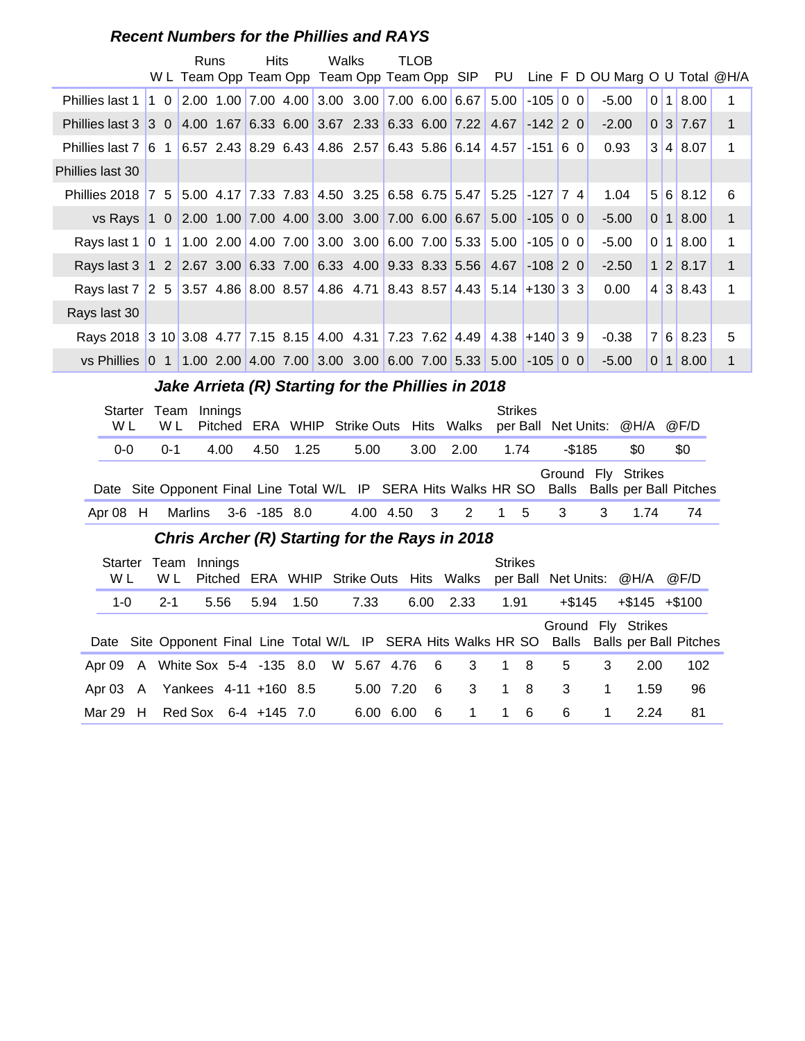### *Recent Numbers for the Phillies and RAYS*

| | W | L | Runs Team | Runs Opp | Hits Team | Hits Opp | Walks Team | Walks Opp | TLOB Team | TLOB Opp | SIP | PU | Line | F | D | OU Marg | O | U | Total | @H/A |
|---|---|---|---|---|---|---|---|---|---|---|---|---|---|---|---|---|---|---|---|---|
| Phillies last 1 | 1 | 0 | 2.00 | 1.00 | 7.00 | 4.00 | 3.00 | 3.00 | 7.00 | 6.00 | 6.67 | 5.00 | -105 | 0 | 0 | -5.00 | 0 | 1 | 8.00 | 1 |
| Phillies last 3 | 3 | 0 | 4.00 | 1.67 | 6.33 | 6.00 | 3.67 | 2.33 | 6.33 | 6.00 | 7.22 | 4.67 | -142 | 2 | 0 | -2.00 | 0 | 3 | 7.67 | 1 |
| Phillies last 7 | 6 | 1 | 6.57 | 2.43 | 8.29 | 6.43 | 4.86 | 2.57 | 6.43 | 5.86 | 6.14 | 4.57 | -151 | 6 | 0 | 0.93 | 3 | 4 | 8.07 | 1 |
| Phillies last 30 | | | | | | | | | | | | | | | | | | | | |
| Phillies 2018 | 7 | 5 | 5.00 | 4.17 | 7.33 | 7.83 | 4.50 | 3.25 | 6.58 | 6.75 | 5.47 | 5.25 | -127 | 7 | 4 | 1.04 | 5 | 6 | 8.12 | 6 |
| vs Rays | 1 | 0 | 2.00 | 1.00 | 7.00 | 4.00 | 3.00 | 3.00 | 7.00 | 6.00 | 6.67 | 5.00 | -105 | 0 | 0 | -5.00 | 0 | 1 | 8.00 | 1 |
| Rays last 1 | 0 | 1 | 1.00 | 2.00 | 4.00 | 7.00 | 3.00 | 3.00 | 6.00 | 7.00 | 5.33 | 5.00 | -105 | 0 | 0 | -5.00 | 0 | 1 | 8.00 | 1 |
| Rays last 3 | 1 | 2 | 2.67 | 3.00 | 6.33 | 7.00 | 6.33 | 4.00 | 9.33 | 8.33 | 5.56 | 4.67 | -108 | 2 | 0 | -2.50 | 1 | 2 | 8.17 | 1 |
| Rays last 7 | 2 | 5 | 3.57 | 4.86 | 8.00 | 8.57 | 4.86 | 4.71 | 8.43 | 8.57 | 4.43 | 5.14 | +130 | 3 | 3 | 0.00 | 4 | 3 | 8.43 | 1 |
| Rays last 30 | | | | | | | | | | | | | | | | | | | | |
| Rays 2018 | 3 | 10 | 3.08 | 4.77 | 7.15 | 8.15 | 4.00 | 4.31 | 7.23 | 7.62 | 4.49 | 4.38 | +140 | 3 | 9 | -0.38 | 7 | 6 | 8.23 | 5 |
| vs Phillies | 0 | 1 | 1.00 | 2.00 | 4.00 | 7.00 | 3.00 | 3.00 | 6.00 | 7.00 | 5.33 | 5.00 | -105 | 0 | 0 | -5.00 | 0 | 1 | 8.00 | 1 |

### *Jake Arrieta (R) Starting for the Phillies in 2018*

| Starter W L | Team W L | Innings Pitched | ERA | WHIP | Strike Outs | Hits | Walks | Strikes per Ball | Net Units: | @H/A | @F/D |
|---|---|---|---|---|---|---|---|---|---|---|---|
| 0-0 | 0-1 | 4.00 | 4.50 | 1.25 | 5.00 | 3.00 | 2.00 | 1.74 | -$185 | $0 | $0 |

| Date | Site | Opponent | Final | Line | Total | W/L | IP | SERA | Hits | Walks | HR | SO | Ground Balls | Fly Balls | Strikes per Ball | Pitches |
|---|---|---|---|---|---|---|---|---|---|---|---|---|---|---|---|---|
| Apr 08 | H | Marlins | 3-6 | -185 | 8.0 | | 4.00 | 4.50 | 3 | 2 | 1 | 5 | 3 | 3 | 1.74 | 74 |

### *Chris Archer (R) Starting for the Rays in 2018*

| Starter W L | Team W L | Innings Pitched | ERA | WHIP | Strike Outs | Hits | Walks | Strikes per Ball | Net Units: | @H/A | @F/D |
|---|---|---|---|---|---|---|---|---|---|---|---|
| 1-0 | 2-1 | 5.56 | 5.94 | 1.50 | 7.33 | 6.00 | 2.33 | 1.91 | +$145 | +$145 | +$100 |

| Date | Site | Opponent | Final | Line | Total | W/L | IP | SERA | Hits | Walks | HR | SO | Ground Balls | Fly Balls | Strikes per Ball | Pitches |
|---|---|---|---|---|---|---|---|---|---|---|---|---|---|---|---|---|
| Apr 09 | A | White Sox | 5-4 | -135 | 8.0 | W | 5.67 | 4.76 | 6 | 3 | 1 | 8 | 5 | 3 | 2.00 | 102 |
| Apr 03 | A | Yankees | 4-11 | +160 | 8.5 | | 5.00 | 7.20 | 6 | 3 | 1 | 8 | 3 | 1 | 1.59 | 96 |
| Mar 29 | H | Red Sox | 6-4 | +145 | 7.0 | | 6.00 | 6.00 | 6 | 1 | 1 | 6 | 6 | 1 | 2.24 | 81 |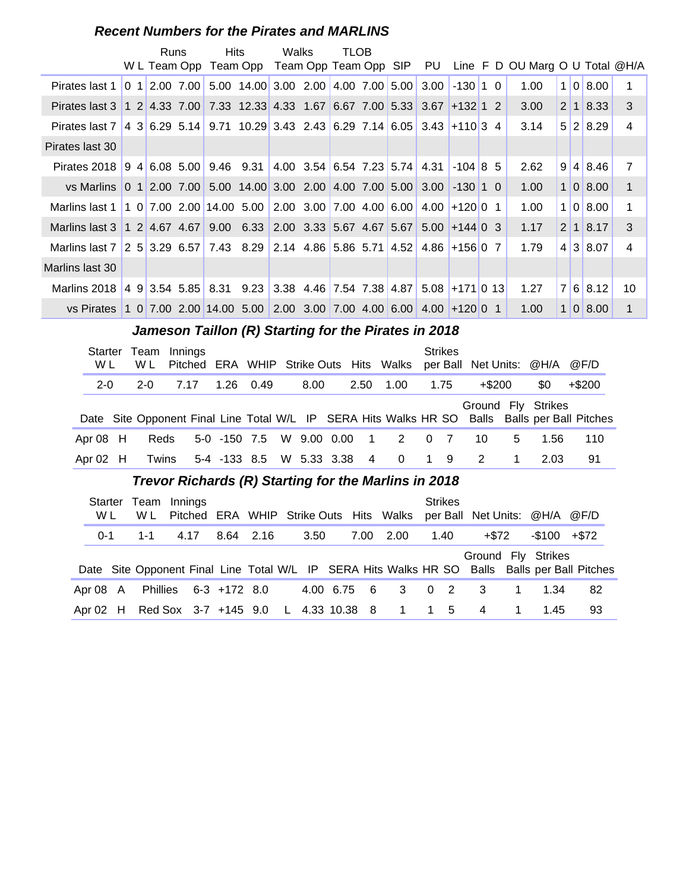### *Recent Numbers for the Pirates and MARLINS*

| | W | L | Runs Team | Runs Opp | Hits Team | Hits Opp | Walks Team | Walks Opp | TLOB Team | TLOB Opp | SIP | PU | Line | F | D | OU Marg | O | U | Total | @H/A |
|---|---|---|---|---|---|---|---|---|---|---|---|---|---|---|---|---|---|---|---|---|
| Pirates last 1 | 0 | 1 | 2.00 | 7.00 | 5.00 | 14.00 | 3.00 | 2.00 | 4.00 | 7.00 | 5.00 | 3.00 | -130 | 1 | 0 | 1.00 | 1 | 0 | 8.00 | 1 |
| Pirates last 3 | 1 | 2 | 4.33 | 7.00 | 7.33 | 12.33 | 4.33 | 1.67 | 6.67 | 7.00 | 5.33 | 3.67 | +132 | 1 | 2 | 3.00 | 2 | 1 | 8.33 | 3 |
| Pirates last 7 | 4 | 3 | 6.29 | 5.14 | 9.71 | 10.29 | 3.43 | 2.43 | 6.29 | 7.14 | 6.05 | 3.43 | +110 | 3 | 4 | 3.14 | 5 | 2 | 8.29 | 4 |
| Pirates last 30 | | | | | | | | | | | | | | | | | | | | |
| Pirates 2018 | 9 | 4 | 6.08 | 5.00 | 9.46 | 9.31 | 4.00 | 3.54 | 6.54 | 7.23 | 5.74 | 4.31 | -104 | 8 | 5 | 2.62 | 9 | 4 | 8.46 | 7 |
| vs Marlins | 0 | 1 | 2.00 | 7.00 | 5.00 | 14.00 | 3.00 | 2.00 | 4.00 | 7.00 | 5.00 | 3.00 | -130 | 1 | 0 | 1.00 | 1 | 0 | 8.00 | 1 |
| Marlins last 1 | 1 | 0 | 7.00 | 2.00 | 14.00 | 5.00 | 2.00 | 3.00 | 7.00 | 4.00 | 6.00 | 4.00 | +120 | 0 | 1 | 1.00 | 1 | 0 | 8.00 | 1 |
| Marlins last 3 | 1 | 2 | 4.67 | 4.67 | 9.00 | 6.33 | 2.00 | 3.33 | 5.67 | 4.67 | 5.67 | 5.00 | +144 | 0 | 3 | 1.17 | 2 | 1 | 8.17 | 3 |
| Marlins last 7 | 2 | 5 | 3.29 | 6.57 | 7.43 | 8.29 | 2.14 | 4.86 | 5.86 | 5.71 | 4.52 | 4.86 | +156 | 0 | 7 | 1.79 | 4 | 3 | 8.07 | 4 |
| Marlins last 30 | | | | | | | | | | | | | | | | | | | | |
| Marlins 2018 | 4 | 9 | 3.54 | 5.85 | 8.31 | 9.23 | 3.38 | 4.46 | 7.54 | 7.38 | 4.87 | 5.08 | +171 | 0 | 13 | 1.27 | 7 | 6 | 8.12 | 10 |
| vs Pirates | 1 | 0 | 7.00 | 2.00 | 14.00 | 5.00 | 2.00 | 3.00 | 7.00 | 4.00 | 6.00 | 4.00 | +120 | 0 | 1 | 1.00 | 1 | 0 | 8.00 | 1 |

### *Jameson Taillon (R) Starting for the Pirates in 2018*

| Starter W L | Team W L | Innings Pitched | ERA | WHIP | Strike Outs | Hits | Walks | Strikes per Ball | Net Units: | @H/A | @F/D |
|---|---|---|---|---|---|---|---|---|---|---|---|
| 2-0 | 2-0 | 7.17 | 1.26 | 0.49 | 8.00 | 2.50 | 1.00 | 1.75 | +$200 | $0 | +$200 |

| Date | Site | Opponent | Final | Line | Total | W/L | IP | SERA | Hits | Walks | HR | SO | Ground Balls | Fly Balls | Strikes per Ball | Pitches |
|---|---|---|---|---|---|---|---|---|---|---|---|---|---|---|---|---|
| Apr 08 | H | Reds | 5-0 | -150 | 7.5 | W | 9.00 | 0.00 | 1 | 2 | 0 | 7 | 10 | 5 | 1.56 | 110 |
| Apr 02 | H | Twins | 5-4 | -133 | 8.5 | W | 5.33 | 3.38 | 4 | 0 | 1 | 9 | 2 | 1 | 2.03 | 91 |

### *Trevor Richards (R) Starting for the Marlins in 2018*

| Starter W L | Team W L | Innings Pitched | ERA | WHIP | Strike Outs | Hits | Walks | Strikes per Ball | Net Units: | @H/A | @F/D |
|---|---|---|---|---|---|---|---|---|---|---|---|
| 0-1 | 1-1 | 4.17 | 8.64 | 2.16 | 3.50 | 7.00 | 2.00 | 1.40 | +$72 | -$100 | +$72 |

| Date | Site | Opponent | Final | Line | Total | W/L | IP | SERA | Hits | Walks | HR | SO | Ground Balls | Fly Balls | Strikes per Ball | Pitches |
|---|---|---|---|---|---|---|---|---|---|---|---|---|---|---|---|---|
| Apr 08 | A | Phillies | 6-3 | +172 | 8.0 | | 4.00 | 6.75 | 6 | 3 | 0 | 2 | 3 | 1 | 1.34 | 82 |
| Apr 02 | H | Red Sox | 3-7 | +145 | 9.0 | L | 4.33 | 10.38 | 8 | 1 | 1 | 5 | 4 | 1 | 1.45 | 93 |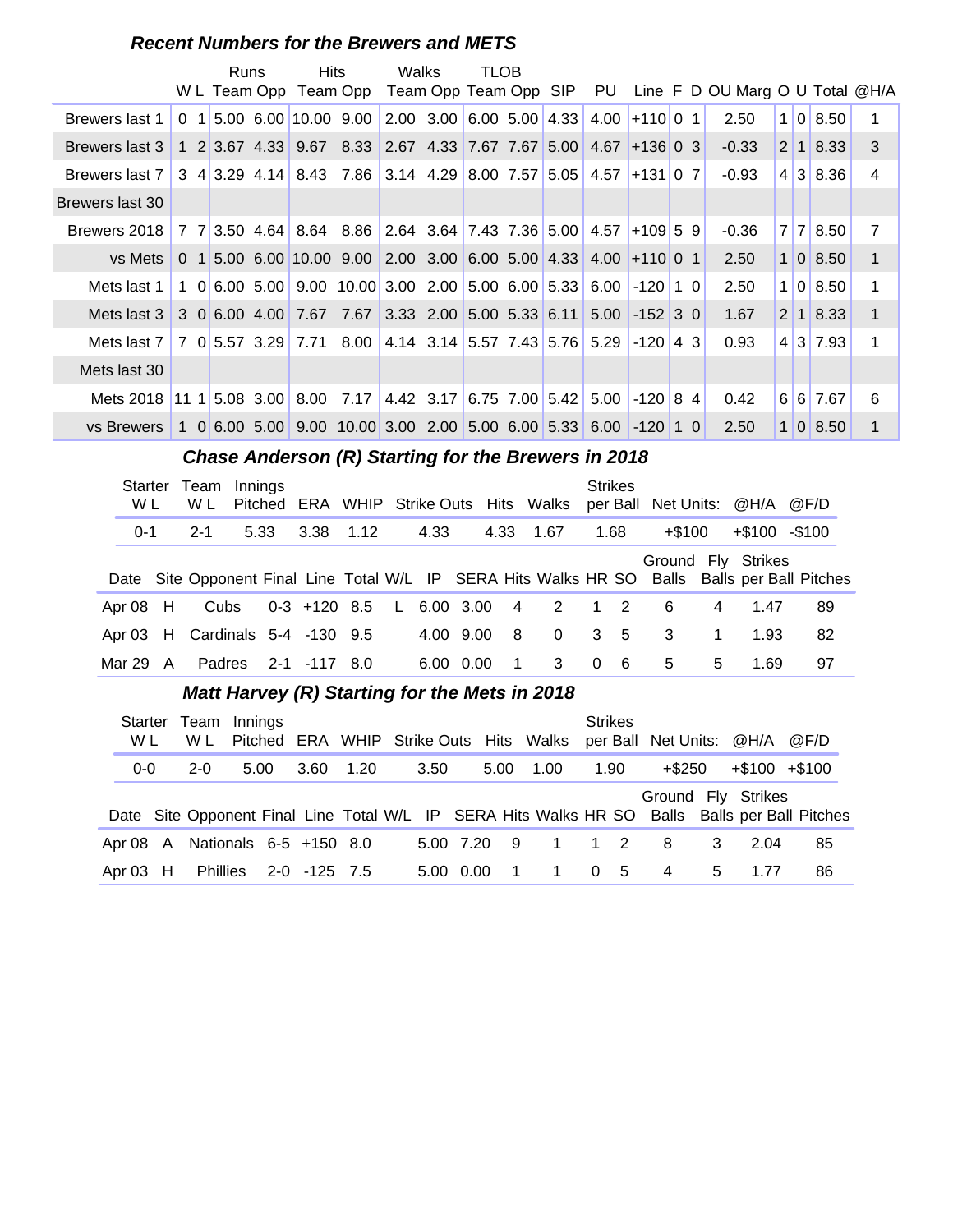### Recent Numbers for the Brewers and METS

| | W | L | Runs Team | Runs Opp | Hits Team | Hits Opp | Walks Team | Walks Opp | TLOB Team | TLOB Opp | SIP | PU | Line | F | D | OU Marg | O | U | Total | @H/A |
|---|---|---|---|---|---|---|---|---|---|---|---|---|---|---|---|---|---|---|---|---|
| Brewers last 1 | 0 | 1 | 5.00 | 6.00 | 10.00 | 9.00 | 2.00 | 3.00 | 6.00 | 5.00 | 4.33 | 4.00 | +110 | 0 | 1 | 2.50 | 1 | 0 | 8.50 | 1 |
| Brewers last 3 | 1 | 2 | 3.67 | 4.33 | 9.67 | 8.33 | 2.67 | 4.33 | 7.67 | 7.67 | 5.00 | 4.67 | +136 | 0 | 3 | -0.33 | 2 | 1 | 8.33 | 3 |
| Brewers last 7 | 3 | 4 | 3.29 | 4.14 | 8.43 | 7.86 | 3.14 | 4.29 | 8.00 | 7.57 | 5.05 | 4.57 | +131 | 0 | 7 | -0.93 | 4 | 3 | 8.36 | 4 |
| Brewers last 30 | | | | | | | | | | | | | | | | | | | | |
| Brewers 2018 | 7 | 7 | 3.50 | 4.64 | 8.64 | 8.86 | 2.64 | 3.64 | 7.43 | 7.36 | 5.00 | 4.57 | +109 | 5 | 9 | -0.36 | 7 | 7 | 8.50 | 7 |
| vs Mets | 0 | 1 | 5.00 | 6.00 | 10.00 | 9.00 | 2.00 | 3.00 | 6.00 | 5.00 | 4.33 | 4.00 | +110 | 0 | 1 | 2.50 | 1 | 0 | 8.50 | 1 |
| Mets last 1 | 1 | 0 | 6.00 | 5.00 | 9.00 | 10.00 | 3.00 | 2.00 | 5.00 | 6.00 | 5.33 | 6.00 | -120 | 1 | 0 | 2.50 | 1 | 0 | 8.50 | 1 |
| Mets last 3 | 3 | 0 | 6.00 | 4.00 | 7.67 | 7.67 | 3.33 | 2.00 | 5.00 | 5.33 | 6.11 | 5.00 | -152 | 3 | 0 | 1.67 | 2 | 1 | 8.33 | 1 |
| Mets last 7 | 7 | 0 | 5.57 | 3.29 | 7.71 | 8.00 | 4.14 | 3.14 | 5.57 | 7.43 | 5.76 | 5.29 | -120 | 4 | 3 | 0.93 | 4 | 3 | 7.93 | 1 |
| Mets last 30 | | | | | | | | | | | | | | | | | | | | |
| Mets 2018 | 11 | 1 | 5.08 | 3.00 | 8.00 | 7.17 | 4.42 | 3.17 | 6.75 | 7.00 | 5.42 | 5.00 | -120 | 8 | 4 | 0.42 | 6 | 6 | 7.67 | 6 |
| vs Brewers | 1 | 0 | 6.00 | 5.00 | 9.00 | 10.00 | 3.00 | 2.00 | 5.00 | 6.00 | 5.33 | 6.00 | -120 | 1 | 0 | 2.50 | 1 | 0 | 8.50 | 1 |

### Chase Anderson (R) Starting for the Brewers in 2018

| Starter W L | Team W L | Innings Pitched | ERA | WHIP | Strike Outs | Hits | Walks | Strikes per Ball | Net Units: | @H/A | @F/D |
|---|---|---|---|---|---|---|---|---|---|---|---|
| 0-1 | 2-1 | 5.33 | 3.38 | 1.12 | 4.33 | 4.33 | 1.67 | 1.68 | +$100 | +$100 | -$100 |

| Date | Site | Opponent | Final | Line | Total | W/L | IP | SERA | Hits | Walks | HR | SO | Ground Balls | Fly Balls | Strikes per Ball | Pitches |
|---|---|---|---|---|---|---|---|---|---|---|---|---|---|---|---|---|
| Apr 08 | H | Cubs | 0-3 | +120 | 8.5 | L | 6.00 | 3.00 | 4 | 2 | 1 | 2 | 6 | 4 | 1.47 | 89 |
| Apr 03 | H | Cardinals | 5-4 | -130 | 9.5 | | 4.00 | 9.00 | 8 | 0 | 3 | 5 | 3 | 1 | 1.93 | 82 |
| Mar 29 | A | Padres | 2-1 | -117 | 8.0 | | 6.00 | 0.00 | 1 | 3 | 0 | 6 | 5 | 5 | 1.69 | 97 |

### Matt Harvey (R) Starting for the Mets in 2018

| Starter W L | Team W L | Innings Pitched | ERA | WHIP | Strike Outs | Hits | Walks | Strikes per Ball | Net Units: | @H/A | @F/D |
|---|---|---|---|---|---|---|---|---|---|---|---|
| 0-0 | 2-0 | 5.00 | 3.60 | 1.20 | 3.50 | 5.00 | 1.00 | 1.90 | +$250 | +$100 | +$100 |

| Date | Site | Opponent | Final | Line | Total | W/L | IP | SERA | Hits | Walks | HR | SO | Ground Balls | Fly Balls | Strikes per Ball | Pitches |
|---|---|---|---|---|---|---|---|---|---|---|---|---|---|---|---|---|
| Apr 08 | A | Nationals | 6-5 | +150 | 8.0 | | 5.00 | 7.20 | 9 | 1 | 1 | 2 | 8 | 3 | 2.04 | 85 |
| Apr 03 | H | Phillies | 2-0 | -125 | 7.5 | | 5.00 | 0.00 | 1 | 1 | 0 | 5 | 4 | 5 | 1.77 | 86 |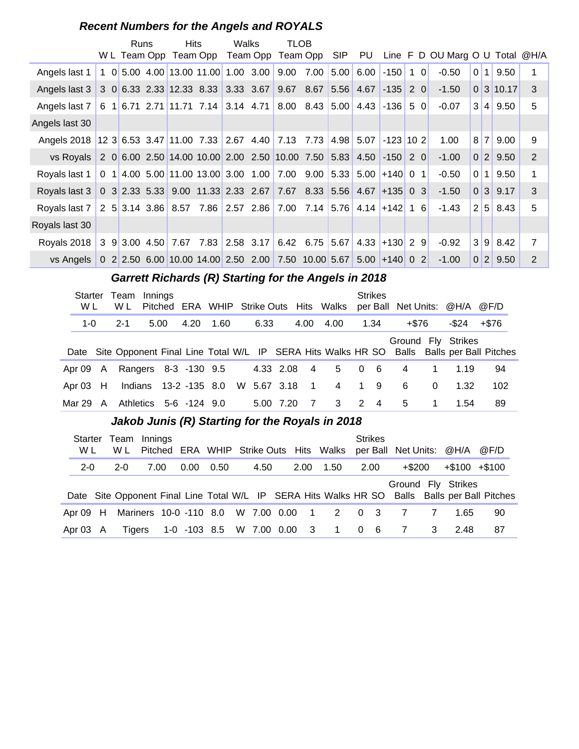## *Recent Numbers for the Angels and ROYALS*

| | W | L | Runs Team | Runs Opp | Hits Team | Hits Opp | Walks Team | Walks Opp | TLOB Team | TLOB Opp | SIP | PU | Line | F | D | OU Marg | O | U | Total | @H/A |
|---|---|---|---|---|---|---|---|---|---|---|---|---|---|---|---|---|---|---|---|---|
| Angels last 1 | 1 | 0 | 5.00 | 4.00 | 13.00 | 11.00 | 1.00 | 3.00 | 9.00 | 7.00 | 5.00 | 6.00 | -150 | 1 | 0 | -0.50 | 0 | 1 | 9.50 | 1 |
| Angels last 3 | 3 | 0 | 6.33 | 2.33 | 12.33 | 8.33 | 3.33 | 3.67 | 9.67 | 8.67 | 5.56 | 4.67 | -135 | 2 | 0 | -1.50 | 0 | 3 | 10.17 | 3 |
| Angels last 7 | 6 | 1 | 6.71 | 2.71 | 11.71 | 7.14 | 3.14 | 4.71 | 8.00 | 8.43 | 5.00 | 4.43 | -136 | 5 | 0 | -0.07 | 3 | 4 | 9.50 | 5 |
| Angels last 30 | | | | | | | | | | | | | | | | | | | | |
| Angels 2018 | 12 | 3 | 6.53 | 3.47 | 11.00 | 7.33 | 2.67 | 4.40 | 7.13 | 7.73 | 4.98 | 5.07 | -123 | 10 | 2 | 1.00 | 8 | 7 | 9.00 | 9 |
| vs Royals | 2 | 0 | 6.00 | 2.50 | 14.00 | 10.00 | 2.00 | 2.50 | 10.00 | 7.50 | 5.83 | 4.50 | -150 | 2 | 0 | -1.00 | 0 | 2 | 9.50 | 2 |
| Royals last 1 | 0 | 1 | 4.00 | 5.00 | 11.00 | 13.00 | 3.00 | 1.00 | 7.00 | 9.00 | 5.33 | 5.00 | +140 | 0 | 1 | -0.50 | 0 | 1 | 9.50 | 1 |
| Royals last 3 | 0 | 3 | 2.33 | 5.33 | 9.00 | 11.33 | 2.33 | 2.67 | 7.67 | 8.33 | 5.56 | 4.67 | +135 | 0 | 3 | -1.50 | 0 | 3 | 9.17 | 3 |
| Royals last 7 | 2 | 5 | 3.14 | 3.86 | 8.57 | 7.86 | 2.57 | 2.86 | 7.00 | 7.14 | 5.76 | 4.14 | +142 | 1 | 6 | -1.43 | 2 | 5 | 8.43 | 5 |
| Royals last 30 | | | | | | | | | | | | | | | | | | | | |
| Royals 2018 | 3 | 9 | 3.00 | 4.50 | 7.67 | 7.83 | 2.58 | 3.17 | 6.42 | 6.75 | 5.67 | 4.33 | +130 | 2 | 9 | -0.92 | 3 | 9 | 8.42 | 7 |
| vs Angels | 0 | 2 | 2.50 | 6.00 | 10.00 | 14.00 | 2.50 | 2.00 | 7.50 | 10.00 | 5.67 | 5.00 | +140 | 0 | 2 | -1.00 | 0 | 2 | 9.50 | 2 |

## *Garrett Richards (R) Starting for the Angels in 2018*

| Starter W L | Team W L | Innings Pitched | ERA | WHIP | Strike Outs | Hits | Walks | Strikes per Ball | Net Units: | @H/A | @F/D |
|---|---|---|---|---|---|---|---|---|---|---|---|
| 1-0 | 2-1 | 5.00 | 4.20 | 1.60 | 6.33 | 4.00 | 4.00 | 1.34 | +$76 | -$24 | +$76 |

| Date | Site | Opponent | Final | Line | Total | W/L | IP | SERA | Hits | Walks | HR | SO | Ground Balls | Fly Balls | Strikes per Ball | Pitches |
|---|---|---|---|---|---|---|---|---|---|---|---|---|---|---|---|---|
| Apr 09 | A | Rangers | 8-3 | -130 | 9.5 | | 4.33 | 2.08 | 4 | 5 | 0 | 6 | 4 | 1 | 1.19 | 94 |
| Apr 03 | H | Indians | 13-2 | -135 | 8.0 | W | 5.67 | 3.18 | 1 | 4 | 1 | 9 | 6 | 0 | 1.32 | 102 |
| Mar 29 | A | Athletics | 5-6 | -124 | 9.0 | | 5.00 | 7.20 | 7 | 3 | 2 | 4 | 5 | 1 | 1.54 | 89 |

## *Jakob Junis (R) Starting for the Royals in 2018*

| Starter W L | Team W L | Innings Pitched | ERA | WHIP | Strike Outs | Hits | Walks | Strikes per Ball | Net Units: | @H/A | @F/D |
|---|---|---|---|---|---|---|---|---|---|---|---|
| 2-0 | 2-0 | 7.00 | 0.00 | 0.50 | 4.50 | 2.00 | 1.50 | 2.00 | +$200 | +$100 | +$100 |

| Date | Site | Opponent | Final | Line | Total | W/L | IP | SERA | Hits | Walks | HR | SO | Ground Balls | Fly Balls | Strikes per Ball | Pitches |
|---|---|---|---|---|---|---|---|---|---|---|---|---|---|---|---|---|
| Apr 09 | H | Mariners | 10-0 | -110 | 8.0 | W | 7.00 | 0.00 | 1 | 2 | 0 | 3 | 7 | 7 | 1.65 | 90 |
| Apr 03 | A | Tigers | 1-0 | -103 | 8.5 | W | 7.00 | 0.00 | 3 | 1 | 0 | 6 | 7 | 3 | 2.48 | 87 |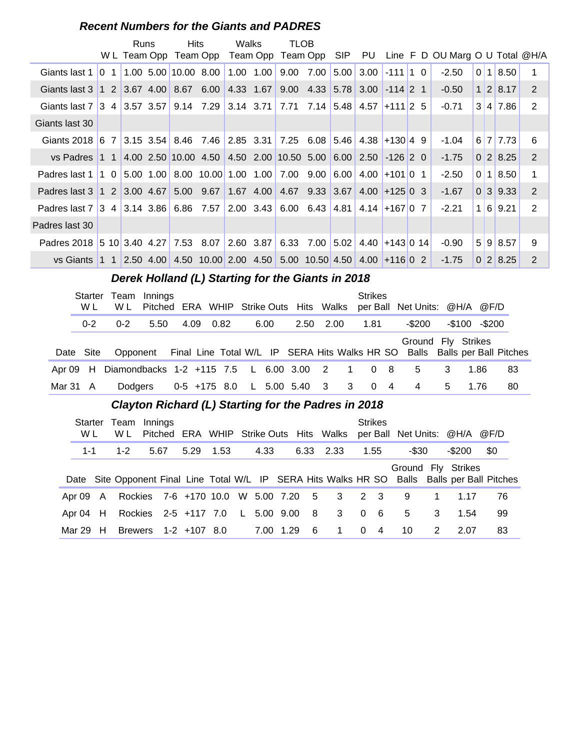## Recent Numbers for the Giants and PADRES

| | W | L | Runs Team | Runs Opp | Hits Team | Hits Opp | Walks Team | Walks Opp | TLOB Team | TLOB Opp | SIP | PU | Line | F | D | OU Marg | O | U | Total | @H/A |
|---|---|---|---|---|---|---|---|---|---|---|---|---|---|---|---|---|---|---|---|---|
| Giants last 1 | 0 | 1 | 1.00 | 5.00 | 10.00 | 8.00 | 1.00 | 1.00 | 9.00 | 7.00 | 5.00 | 3.00 | -111 | 1 | 0 | -2.50 | 0 | 1 | 8.50 | 1 |
| Giants last 3 | 1 | 2 | 3.67 | 4.00 | 8.67 | 6.00 | 4.33 | 1.67 | 9.00 | 4.33 | 5.78 | 3.00 | -114 | 2 | 1 | -0.50 | 1 | 2 | 8.17 | 2 |
| Giants last 7 | 3 | 4 | 3.57 | 3.57 | 9.14 | 7.29 | 3.14 | 3.71 | 7.71 | 7.14 | 5.48 | 4.57 | +111 | 2 | 5 | -0.71 | 3 | 4 | 7.86 | 2 |
| Giants last 30 | | | | | | | | | | | | | | | | | | | | |
| Giants 2018 | 6 | 7 | 3.15 | 3.54 | 8.46 | 7.46 | 2.85 | 3.31 | 7.25 | 6.08 | 5.46 | 4.38 | +130 | 4 | 9 | -1.04 | 6 | 7 | 7.73 | 6 |
| vs Padres | 1 | 1 | 4.00 | 2.50 | 10.00 | 4.50 | 4.50 | 2.00 | 10.50 | 5.00 | 6.00 | 2.50 | -126 | 2 | 0 | -1.75 | 0 | 2 | 8.25 | 2 |
| Padres last 1 | 1 | 0 | 5.00 | 1.00 | 8.00 | 10.00 | 1.00 | 1.00 | 7.00 | 9.00 | 6.00 | 4.00 | +101 | 0 | 1 | -2.50 | 0 | 1 | 8.50 | 1 |
| Padres last 3 | 1 | 2 | 3.00 | 4.67 | 5.00 | 9.67 | 1.67 | 4.00 | 4.67 | 9.33 | 3.67 | 4.00 | +125 | 0 | 3 | -1.67 | 0 | 3 | 9.33 | 2 |
| Padres last 7 | 3 | 4 | 3.14 | 3.86 | 6.86 | 7.57 | 2.00 | 3.43 | 6.00 | 6.43 | 4.81 | 4.14 | +167 | 0 | 7 | -2.21 | 1 | 6 | 9.21 | 2 |
| Padres last 30 | | | | | | | | | | | | | | | | | | | | |
| Padres 2018 | 5 | 10 | 3.40 | 4.27 | 7.53 | 8.07 | 2.60 | 3.87 | 6.33 | 7.00 | 5.02 | 4.40 | +143 | 0 | 14 | -0.90 | 5 | 9 | 8.57 | 9 |
| vs Giants | 1 | 1 | 2.50 | 4.00 | 4.50 | 10.00 | 2.00 | 4.50 | 5.00 | 10.50 | 4.50 | 4.00 | +116 | 0 | 2 | -1.75 | 0 | 2 | 8.25 | 2 |

## Derek Holland (L) Starting for the Giants in 2018

| Starter W L | Team W L | Innings Pitched | ERA | WHIP | Strike Outs | Hits | Walks | Strikes per Ball | Net Units: | @H/A | @F/D |
|---|---|---|---|---|---|---|---|---|---|---|---|
| 0-2 | 0-2 | 5.50 | 4.09 | 0.82 | 6.00 | 2.50 | 2.00 | 1.81 | -$200 | -$100 | -$200 |

| Date | Site | Opponent | Final | Line | Total | W/L | IP | SERA | Hits | Walks | HR | SO | Ground Balls | Fly Balls | Strikes per Ball | Pitches |
|---|---|---|---|---|---|---|---|---|---|---|---|---|---|---|---|---|
| Apr 09 | H | Diamondbacks | 1-2 | +115 | 7.5 | L | 6.00 | 3.00 | 2 | 1 | 0 | 8 | 5 | 3 | 1.86 | 83 |
| Mar 31 | A | Dodgers | 0-5 | +175 | 8.0 | L | 5.00 | 5.40 | 3 | 3 | 0 | 4 | 4 | 5 | 1.76 | 80 |

## Clayton Richard (L) Starting for the Padres in 2018

| Starter W L | Team W L | Innings Pitched | ERA | WHIP | Strike Outs | Hits | Walks | Strikes per Ball | Net Units: | @H/A | @F/D |
|---|---|---|---|---|---|---|---|---|---|---|---|
| 1-1 | 1-2 | 5.67 | 5.29 | 1.53 | 4.33 | 6.33 | 2.33 | 1.55 | -$30 | -$200 | $0 |

| Date | Site | Opponent | Final | Line | Total | W/L | IP | SERA | Hits | Walks | HR | SO | Ground Balls | Fly Balls | Strikes per Ball | Pitches |
|---|---|---|---|---|---|---|---|---|---|---|---|---|---|---|---|---|
| Apr 09 | A | Rockies | 7-6 | +170 | 10.0 | W | 5.00 | 7.20 | 5 | 3 | 2 | 3 | 9 | 1 | 1.17 | 76 |
| Apr 04 | H | Rockies | 2-5 | +117 | 7.0 | L | 5.00 | 9.00 | 8 | 3 | 0 | 6 | 5 | 3 | 1.54 | 99 |
| Mar 29 | H | Brewers | 1-2 | +107 | 8.0 | | 7.00 | 1.29 | 6 | 1 | 0 | 4 | 10 | 2 | 2.07 | 83 |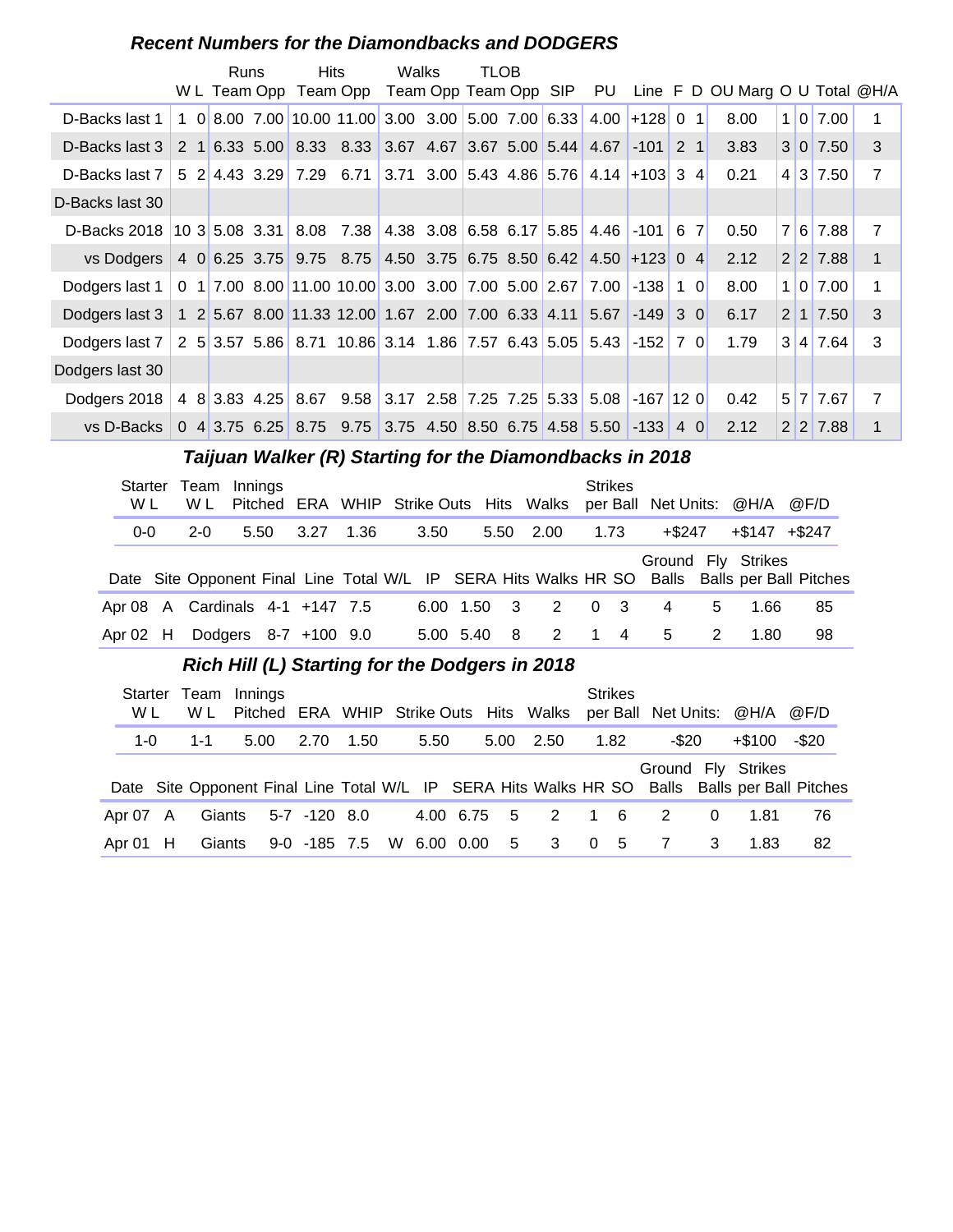### Recent Numbers for the Diamondbacks and DODGERS

| | W | L | Runs Team | Runs Opp | Hits Team | Hits Opp | Walks Team | Walks Opp | TLOB Team | TLOB Opp | SIP | PU | Line | F | D | OU Marg | O | U | Total | @H/A |
|---|---|---|---|---|---|---|---|---|---|---|---|---|---|---|---|---|---|---|---|---|
| D-Backs last 1 | 1 | 0 | 8.00 | 7.00 | 10.00 | 11.00 | 3.00 | 3.00 | 5.00 | 7.00 | 6.33 | 4.00 | +128 | 0 | 1 | 8.00 | 1 | 0 | 7.00 | 1 |
| D-Backs last 3 | 2 | 1 | 6.33 | 5.00 | 8.33 | 8.33 | 3.67 | 4.67 | 3.67 | 5.00 | 5.44 | 4.67 | -101 | 2 | 1 | 3.83 | 3 | 0 | 7.50 | 3 |
| D-Backs last 7 | 5 | 2 | 4.43 | 3.29 | 7.29 | 6.71 | 3.71 | 3.00 | 5.43 | 4.86 | 5.76 | 4.14 | +103 | 3 | 4 | 0.21 | 4 | 3 | 7.50 | 7 |
| D-Backs last 30 | | | | | | | | | | | | | | | | | | | | |
| D-Backs 2018 | 10 | 3 | 5.08 | 3.31 | 8.08 | 7.38 | 4.38 | 3.08 | 6.58 | 6.17 | 5.85 | 4.46 | -101 | 6 | 7 | 0.50 | 7 | 6 | 7.88 | 7 |
| vs Dodgers | 4 | 0 | 6.25 | 3.75 | 9.75 | 8.75 | 4.50 | 3.75 | 6.75 | 8.50 | 6.42 | 4.50 | +123 | 0 | 4 | 2.12 | 2 | 2 | 7.88 | 1 |
| Dodgers last 1 | 0 | 1 | 7.00 | 8.00 | 11.00 | 10.00 | 3.00 | 3.00 | 7.00 | 5.00 | 2.67 | 7.00 | -138 | 1 | 0 | 8.00 | 1 | 0 | 7.00 | 1 |
| Dodgers last 3 | 1 | 2 | 5.67 | 8.00 | 11.33 | 12.00 | 1.67 | 2.00 | 7.00 | 6.33 | 4.11 | 5.67 | -149 | 3 | 0 | 6.17 | 2 | 1 | 7.50 | 3 |
| Dodgers last 7 | 2 | 5 | 3.57 | 5.86 | 8.71 | 10.86 | 3.14 | 1.86 | 7.57 | 6.43 | 5.05 | 5.43 | -152 | 7 | 0 | 1.79 | 3 | 4 | 7.64 | 3 |
| Dodgers last 30 | | | | | | | | | | | | | | | | | | | | |
| Dodgers 2018 | 4 | 8 | 3.83 | 4.25 | 8.67 | 9.58 | 3.17 | 2.58 | 7.25 | 7.25 | 5.33 | 5.08 | -167 | 12 | 0 | 0.42 | 5 | 7 | 7.67 | 7 |
| vs D-Backs | 0 | 4 | 3.75 | 6.25 | 8.75 | 9.75 | 3.75 | 4.50 | 8.50 | 6.75 | 4.58 | 5.50 | -133 | 4 | 0 | 2.12 | 2 | 2 | 7.88 | 1 |

### Taijuan Walker (R) Starting for the Diamondbacks in 2018

| Starter W L | Team W L | Innings Pitched | ERA | WHIP | Strike Outs | Hits | Walks | Strikes per Ball | Net Units: | @H/A | @F/D |
|---|---|---|---|---|---|---|---|---|---|---|---|
| 0-0 | 2-0 | 5.50 | 3.27 | 1.36 | 3.50 | 5.50 | 2.00 | 1.73 | +$247 | +$147 | +$247 |

| Date | Site | Opponent | Final | Line | Total | W/L | IP | SERA | Hits | Walks | HR | SO | Ground Balls | Fly Balls | Strikes per Ball | Pitches |
|---|---|---|---|---|---|---|---|---|---|---|---|---|---|---|---|---|
| Apr 08 | A | Cardinals | 4-1 | +147 | 7.5 | | 6.00 | 1.50 | 3 | 2 | 0 | 3 | 4 | 5 | 1.66 | 85 |
| Apr 02 | H | Dodgers | 8-7 | +100 | 9.0 | | 5.00 | 5.40 | 8 | 2 | 1 | 4 | 5 | 2 | 1.80 | 98 |

### Rich Hill (L) Starting for the Dodgers in 2018

| Starter W L | Team W L | Innings Pitched | ERA | WHIP | Strike Outs | Hits | Walks | Strikes per Ball | Net Units: | @H/A | @F/D |
|---|---|---|---|---|---|---|---|---|---|---|---|
| 1-0 | 1-1 | 5.00 | 2.70 | 1.50 | 5.50 | 5.00 | 2.50 | 1.82 | -$20 | +$100 | -$20 |

| Date | Site | Opponent | Final | Line | Total | W/L | IP | SERA | Hits | Walks | HR | SO | Ground Balls | Fly Balls | Strikes per Ball | Pitches |
|---|---|---|---|---|---|---|---|---|---|---|---|---|---|---|---|---|
| Apr 07 | A | Giants | 5-7 | -120 | 8.0 | | 4.00 | 6.75 | 5 | 2 | 1 | 6 | 2 | 0 | 1.81 | 76 |
| Apr 01 | H | Giants | 9-0 | -185 | 7.5 | W | 6.00 | 0.00 | 5 | 3 | 0 | 5 | 7 | 3 | 1.83 | 82 |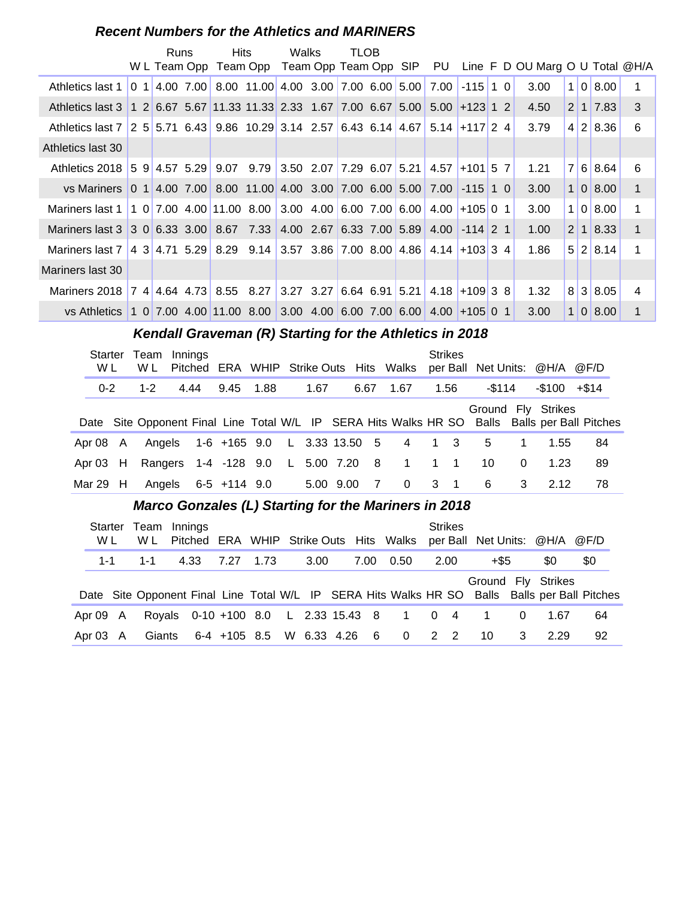### Recent Numbers for the Athletics and MARINERS

| | W | L | Runs Team | Runs Opp | Hits Team | Hits Opp | Walks Team | Walks Opp | TLOB Team | TLOB Opp | SIP | PU | Line | F | D | OU Marg | O | U | Total | @H/A |
|---|---|---|---|---|---|---|---|---|---|---|---|---|---|---|---|---|---|---|---|---|
| Athletics last 1 | 0 | 1 | 4.00 | 7.00 | 8.00 | 11.00 | 4.00 | 3.00 | 7.00 | 6.00 | 5.00 | 7.00 | -115 | 1 | 0 | 3.00 | 1 | 0 | 8.00 | 1 |
| Athletics last 3 | 1 | 2 | 6.67 | 5.67 | 11.33 | 11.33 | 2.33 | 1.67 | 7.00 | 6.67 | 5.00 | 5.00 | +123 | 1 | 2 | 4.50 | 2 | 1 | 7.83 | 3 |
| Athletics last 7 | 2 | 5 | 5.71 | 6.43 | 9.86 | 10.29 | 3.14 | 2.57 | 6.43 | 6.14 | 4.67 | 5.14 | +117 | 2 | 4 | 3.79 | 4 | 2 | 8.36 | 6 |
| Athletics last 30 | | | | | | | | | | | | | | | | | | | | |
| Athletics 2018 | 5 | 9 | 4.57 | 5.29 | 9.07 | 9.79 | 3.50 | 2.07 | 7.29 | 6.07 | 5.21 | 4.57 | +101 | 5 | 7 | 1.21 | 7 | 6 | 8.64 | 6 |
| vs Mariners | 0 | 1 | 4.00 | 7.00 | 8.00 | 11.00 | 4.00 | 3.00 | 7.00 | 6.00 | 5.00 | 7.00 | -115 | 1 | 0 | 3.00 | 1 | 0 | 8.00 | 1 |
| Mariners last 1 | 1 | 0 | 7.00 | 4.00 | 11.00 | 8.00 | 3.00 | 4.00 | 6.00 | 7.00 | 6.00 | 4.00 | +105 | 0 | 1 | 3.00 | 1 | 0 | 8.00 | 1 |
| Mariners last 3 | 3 | 0 | 6.33 | 3.00 | 8.67 | 7.33 | 4.00 | 2.67 | 6.33 | 7.00 | 5.89 | 4.00 | -114 | 2 | 1 | 1.00 | 2 | 1 | 8.33 | 1 |
| Mariners last 7 | 4 | 3 | 4.71 | 5.29 | 8.29 | 9.14 | 3.57 | 3.86 | 7.00 | 8.00 | 4.86 | 4.14 | +103 | 3 | 4 | 1.86 | 5 | 2 | 8.14 | 1 |
| Mariners last 30 | | | | | | | | | | | | | | | | | | | | |
| Mariners 2018 | 7 | 4 | 4.64 | 4.73 | 8.55 | 8.27 | 3.27 | 3.27 | 6.64 | 6.91 | 5.21 | 4.18 | +109 | 3 | 8 | 1.32 | 8 | 3 | 8.05 | 4 |
| vs Athletics | 1 | 0 | 7.00 | 4.00 | 11.00 | 8.00 | 3.00 | 4.00 | 6.00 | 7.00 | 6.00 | 4.00 | +105 | 0 | 1 | 3.00 | 1 | 0 | 8.00 | 1 |

### Kendall Graveman (R) Starting for the Athletics in 2018

| Starter W L | Team W L | Innings Pitched | ERA | WHIP | Strike Outs | Hits | Walks | Strikes per Ball | Net Units: | @H/A | @F/D |
|---|---|---|---|---|---|---|---|---|---|---|---|
| 0-2 | 1-2 | 4.44 | 9.45 | 1.88 | 1.67 | 6.67 | 1.67 | 1.56 | -$114 | -$100 | +$14 |

| Date | Site | Opponent | Final | Line | Total | W/L | IP | SERA | Hits | Walks | HR | SO | Ground Balls | Fly Balls | Strikes per Ball | Pitches |
|---|---|---|---|---|---|---|---|---|---|---|---|---|---|---|---|---|
| Apr 08 | A | Angels | 1-6 | +165 | 9.0 | L | 3.33 | 13.50 | 5 | 4 | 1 | 3 | 5 | 1 | 1.55 | 84 |
| Apr 03 | H | Rangers | 1-4 | -128 | 9.0 | L | 5.00 | 7.20 | 8 | 1 | 1 | 1 | 10 | 0 | 1.23 | 89 |
| Mar 29 | H | Angels | 6-5 | +114 | 9.0 | | 5.00 | 9.00 | 7 | 0 | 3 | 1 | 6 | 3 | 2.12 | 78 |

### Marco Gonzales (L) Starting for the Mariners in 2018

| Starter W L | Team W L | Innings Pitched | ERA | WHIP | Strike Outs | Hits | Walks | Strikes per Ball | Net Units: | @H/A | @F/D |
|---|---|---|---|---|---|---|---|---|---|---|---|
| 1-1 | 1-1 | 4.33 | 7.27 | 1.73 | 3.00 | 7.00 | 0.50 | 2.00 | +$5 | $0 | $0 |

| Date | Site | Opponent | Final | Line | Total | W/L | IP | SERA | Hits | Walks | HR | SO | Ground Balls | Fly Balls | Strikes per Ball | Pitches |
|---|---|---|---|---|---|---|---|---|---|---|---|---|---|---|---|---|
| Apr 09 | A | Royals | 0-10 | +100 | 8.0 | L | 2.33 | 15.43 | 8 | 1 | 0 | 4 | 1 | 0 | 1.67 | 64 |
| Apr 03 | A | Giants | 6-4 | +105 | 8.5 | W | 6.33 | 4.26 | 6 | 0 | 2 | 2 | 10 | 3 | 2.29 | 92 |